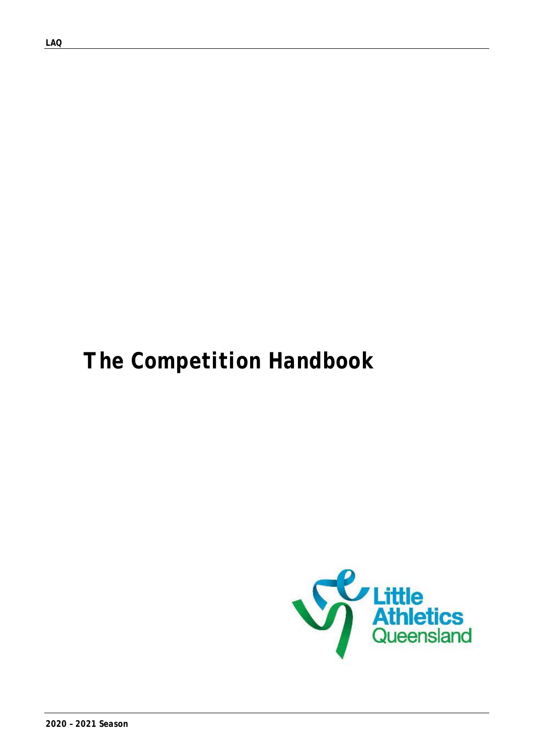# The Competition Handbook

Little Athletics Queensland

2020 – 2021 Season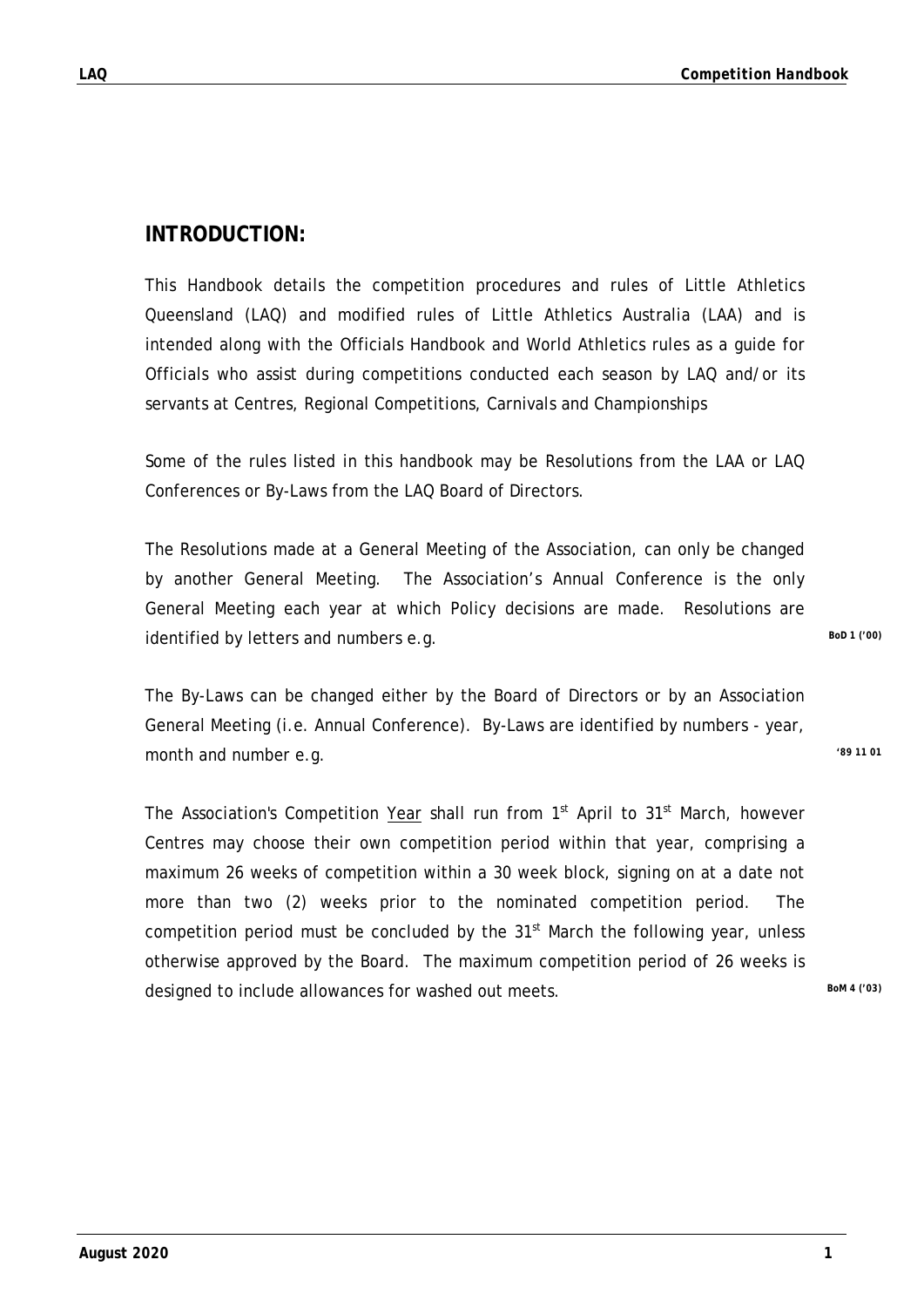## INTRODUCTION:

This Handbook details the competition procedures and rules of Little Athletics Queensland (LAQ) and modified rules of Little Athletics Australia (LAA) and is intended along with the Officials Handbook and World Athletics rules as a guide for Officials who assist during competitions conducted each season by LAQ and/or its servants at Centres, Regional Competitions, Carnivals and Championships

Some of the rules listed in this handbook may be Resolutions from the LAA or LAQ Conferences or By-Laws from the LAQ Board of Directors.

The Resolutions made at a General Meeting of the Association, can only be changed by another General Meeting. The Association's Annual Conference is the only General Meeting each year at which Policy decisions are made. Resolutions are identified by letters and numbers e.g. **BoD 1 ('00)**

The By-Laws can be changed either by the Board of Directors or by an Association General Meeting (i.e. Annual Conference). By-Laws are identified by numbers - year, month and number e.g. **'89 11 01**

The Association's Competition <u>Year</u> shall run from 1st April to 31st March, however Centres may choose their own competition period within that year, comprising a maximum 26 weeks of competition within a 30 week block, signing on at a date not more than two (2) weeks prior to the nominated competition period. The competition period must be concluded by the 31st March the following year, unless otherwise approved by the Board. The maximum competition period of 26 weeks is designed to include allowances for washed out meets. **BoM 4 ('03)**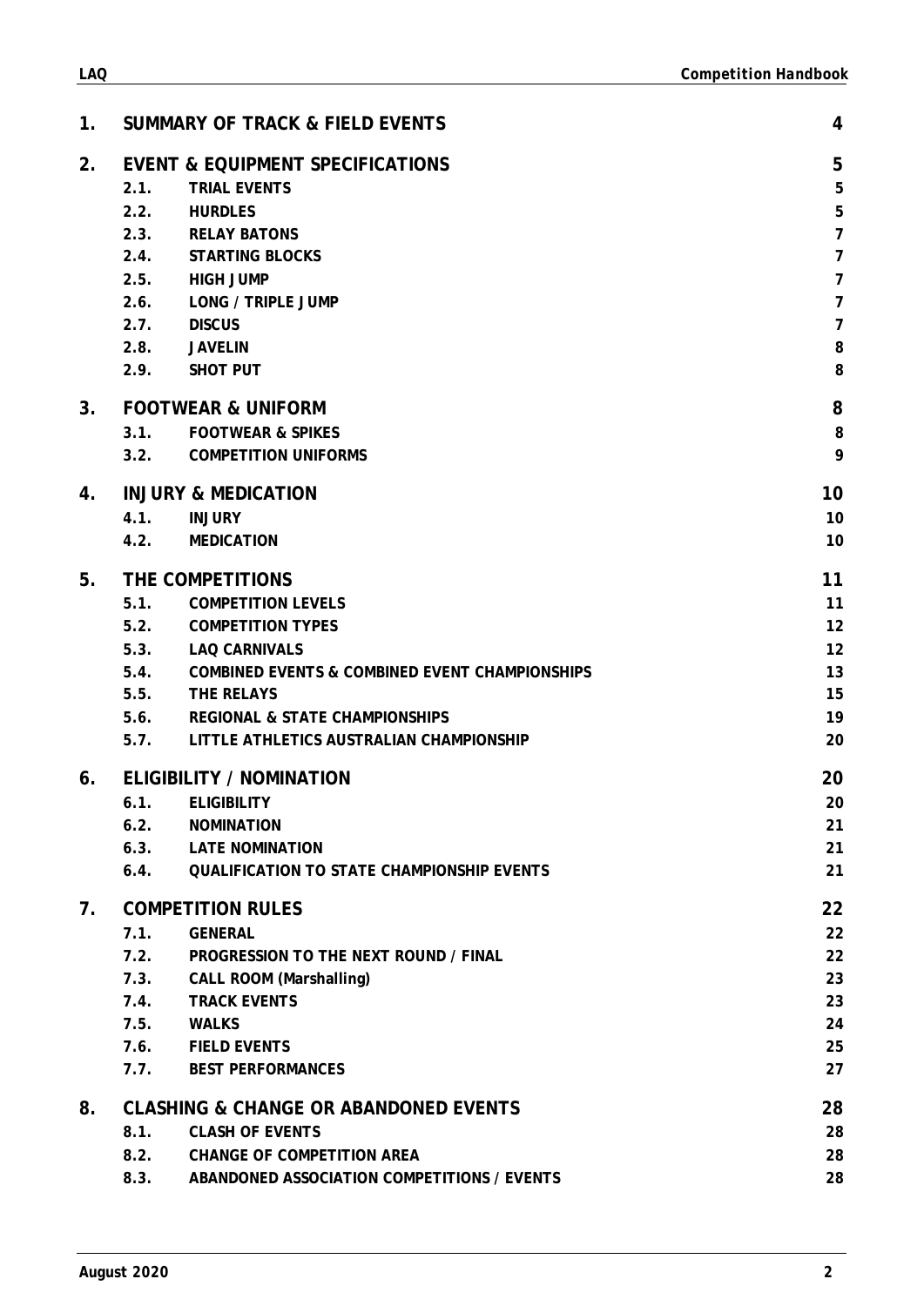| | | |
|---|---|---|
| **1.** | **SUMMARY OF TRACK & FIELD EVENTS** | **4** |
| **2.** | **EVENT & EQUIPMENT SPECIFICATIONS** | **5** |
| 2.1. | TRIAL EVENTS | 5 |
| 2.2. | HURDLES | 5 |
| 2.3. | RELAY BATONS | 7 |
| 2.4. | STARTING BLOCKS | 7 |
| 2.5. | HIGH JUMP | 7 |
| 2.6. | LONG / TRIPLE JUMP | 7 |
| 2.7. | DISCUS | 7 |
| 2.8. | JAVELIN | 8 |
| 2.9. | SHOT PUT | 8 |
| **3.** | **FOOTWEAR & UNIFORM** | **8** |
| 3.1. | FOOTWEAR & SPIKES | 8 |
| 3.2. | COMPETITION UNIFORMS | 9 |
| **4.** | **INJURY & MEDICATION** | **10** |
| 4.1. | INJURY | 10 |
| 4.2. | MEDICATION | 10 |
| **5.** | **THE COMPETITIONS** | **11** |
| 5.1. | COMPETITION LEVELS | 11 |
| 5.2. | COMPETITION TYPES | 12 |
| 5.3. | LAQ CARNIVALS | 12 |
| 5.4. | COMBINED EVENTS & COMBINED EVENT CHAMPIONSHIPS | 13 |
| 5.5. | THE RELAYS | 15 |
| 5.6. | REGIONAL & STATE CHAMPIONSHIPS | 19 |
| 5.7. | LITTLE ATHLETICS AUSTRALIAN CHAMPIONSHIP | 20 |
| **6.** | **ELIGIBILITY / NOMINATION** | **20** |
| 6.1. | ELIGIBILITY | 20 |
| 6.2. | NOMINATION | 21 |
| 6.3. | LATE NOMINATION | 21 |
| 6.4. | QUALIFICATION TO STATE CHAMPIONSHIP EVENTS | 21 |
| **7.** | **COMPETITION RULES** | **22** |
| 7.1. | GENERAL | 22 |
| 7.2. | PROGRESSION TO THE NEXT ROUND / FINAL | 22 |
| 7.3. | CALL ROOM (Marshalling) | 23 |
| 7.4. | TRACK EVENTS | 23 |
| 7.5. | WALKS | 24 |
| 7.6. | FIELD EVENTS | 25 |
| 7.7. | BEST PERFORMANCES | 27 |
| **8.** | **CLASHING & CHANGE OR ABANDONED EVENTS** | **28** |
| 8.1. | CLASH OF EVENTS | 28 |
| 8.2. | CHANGE OF COMPETITION AREA | 28 |
| 8.3. | ABANDONED ASSOCIATION COMPETITIONS / EVENTS | 28 |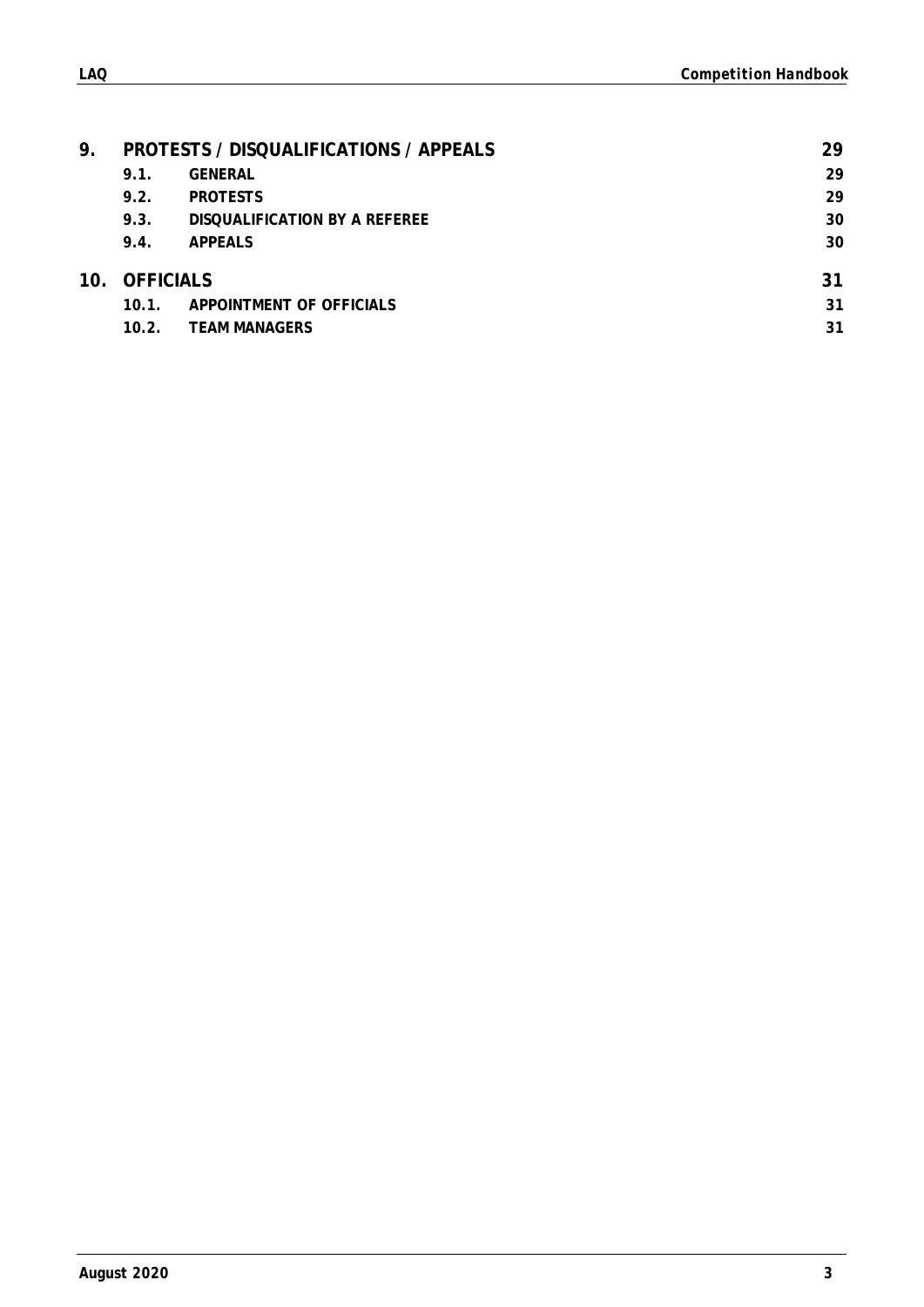| | | |
|---|---|---|
| **9.** | **PROTESTS / DISQUALIFICATIONS / APPEALS** | **29** |
| 9.1. | GENERAL | 29 |
| 9.2. | PROTESTS | 29 |
| 9.3. | DISQUALIFICATION BY A REFEREE | 30 |
| 9.4. | APPEALS | 30 |
| **10.** | **OFFICIALS** | **31** |
| 10.1. | APPOINTMENT OF OFFICIALS | 31 |
| 10.2. | TEAM MANAGERS | 31 |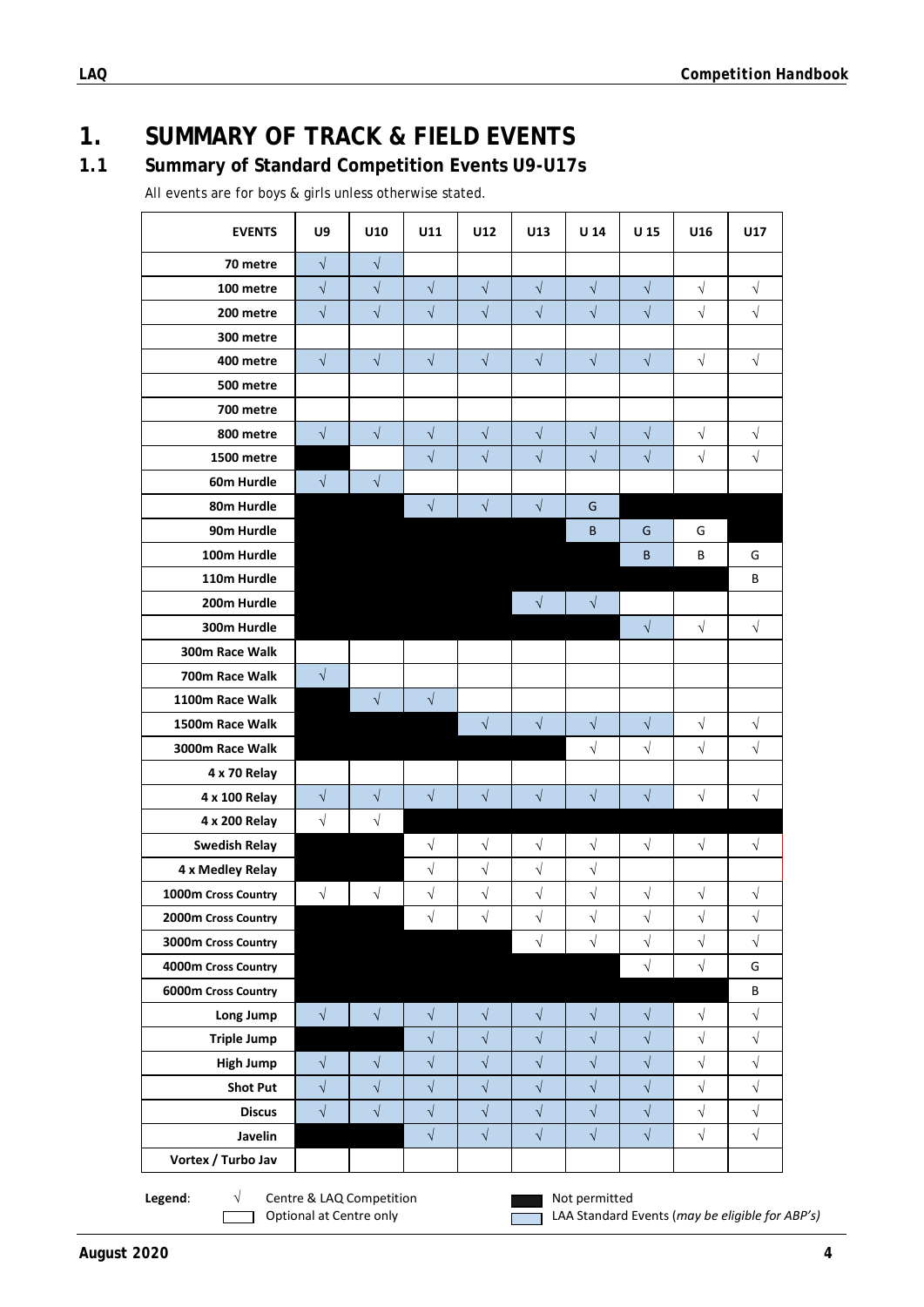# 1. SUMMARY OF TRACK & FIELD EVENTS

## 1.1 Summary of Standard Competition Events U9-U17s

All events are for boys & girls unless otherwise stated.

| EVENTS | U9 | U10 | U11 | U12 | U13 | U 14 | U 15 | U16 | U17 |
|---|---|---|---|---|---|---|---|---|---|
| 70 metre | √ | √ | | | | | | | |
| 100 metre | √ | √ | √ | √ | √ | √ | √ | √ | √ |
| 200 metre | √ | √ | √ | √ | √ | √ | √ | √ | √ |
| 300 metre | | | | | | | | | |
| 400 metre | √ | √ | √ | √ | √ | √ | √ | √ | √ |
| 500 metre | | | | | | | | | |
| 700 metre | | | | | | | | | |
| 800 metre | √ | √ | √ | √ | √ | √ | √ | √ | √ |
| 1500 metre | | | √ | √ | √ | √ | √ | √ | √ |
| 60m Hurdle | √ | √ | | | | | | | |
| 80m Hurdle | | | √ | √ | √ | G | | | |
| 90m Hurdle | | | | | | B | G | G | |
| 100m Hurdle | | | | | | | B | B | G |
| 110m Hurdle | | | | | | | | | B |
| 200m Hurdle | | | | | √ | √ | | | |
| 300m Hurdle | | | | | | | √ | √ | √ |
| 300m Race Walk | | | | | | | | | |
| 700m Race Walk | √ | | | | | | | | |
| 1100m Race Walk | | √ | √ | | | | | | |
| 1500m Race Walk | | | | √ | √ | √ | √ | √ | √ |
| 3000m Race Walk | | | | | | √ | √ | √ | √ |
| 4 x 70 Relay | | | | | | | | | |
| 4 x 100 Relay | √ | √ | √ | √ | √ | √ | √ | √ | √ |
| 4 x 200 Relay | √ | √ | | | | | | | |
| Swedish Relay | | | √ | √ | √ | √ | √ | √ | √ |
| 4 x Medley Relay | | | √ | √ | √ | √ | | | |
| 1000m Cross Country | √ | √ | √ | √ | √ | √ | √ | √ | √ |
| 2000m Cross Country | | | √ | √ | √ | √ | √ | √ | √ |
| 3000m Cross Country | | | | | √ | √ | √ | √ | √ |
| 4000m Cross Country | | | | | | | √ | √ | G |
| 6000m Cross Country | | | | | | | | | B |
| Long Jump | √ | √ | √ | √ | √ | √ | √ | √ | √ |
| Triple Jump | | | √ | √ | √ | √ | √ | √ | √ |
| High Jump | √ | √ | √ | √ | √ | √ | √ | √ | √ |
| Shot Put | √ | √ | √ | √ | √ | √ | √ | √ | √ |
| Discus | √ | √ | √ | √ | √ | √ | √ | √ | √ |
| Javelin | | | √ | √ | √ | √ | √ | √ | √ |
| Vortex / Turbo Jav | | | | | | | | | |

**Legend**:
- √ Centre & LAQ Competition
- (blank) Optional at Centre only
- (black) Not permitted
- (blue) LAA Standard Events (*may be eligible for ABP's*)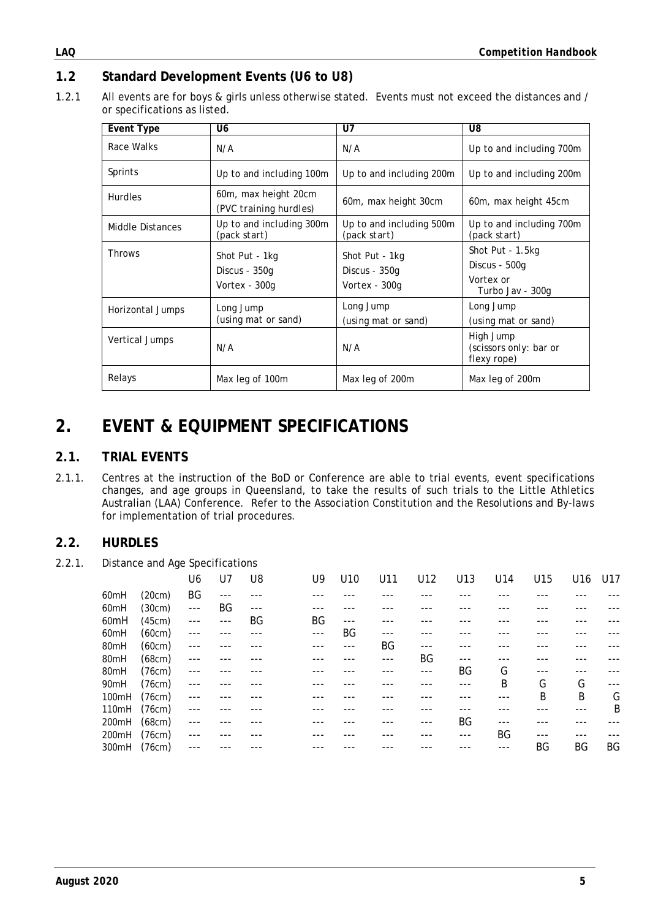## 1.2 Standard Development Events (U6 to U8)

1.2.1 All events are for boys & girls unless otherwise stated. Events must not exceed the distances and / or specifications as listed.

| Event Type | U6 | U7 | U8 |
|---|---|---|---|
| Race Walks | N/A | N/A | Up to and including 700m |
| Sprints | Up to and including 100m | Up to and including 200m | Up to and including 200m |
| Hurdles | 60m, max height 20cm (PVC training hurdles) | 60m, max height 30cm | 60m, max height 45cm |
| Middle Distances | Up to and including 300m (pack start) | Up to and including 500m (pack start) | Up to and including 700m (pack start) |
| Throws | Shot Put - 1kg<br>Discus - 350g<br>Vortex - 300g | Shot Put - 1kg<br>Discus - 350g<br>Vortex - 300g | Shot Put - 1.5kg<br>Discus - 500g<br>Vortex or Turbo Jav - 300g |
| Horizontal Jumps | Long Jump (using mat or sand) | Long Jump (using mat or sand) | Long Jump (using mat or sand) |
| Vertical Jumps | N/A | N/A | High Jump (scissors only: bar or flexy rope) |
| Relays | Max leg of 100m | Max leg of 200m | Max leg of 200m |

# 2. EVENT & EQUIPMENT SPECIFICATIONS

## 2.1. TRIAL EVENTS

2.1.1. Centres at the instruction of the BoD or Conference are able to trial events, event specifications changes, and age groups in Queensland, to take the results of such trials to the Little Athletics Australian (LAA) Conference. Refer to the Association Constitution and the Resolutions and By-laws for implementation of trial procedures.

## 2.2. HURDLES

2.2.1. Distance and Age Specifications

| | | U6 | U7 | U8 | U9 | U10 | U11 | U12 | U13 | U14 | U15 | U16 | U17 |
|---|---|---|---|---|---|---|---|---|---|---|---|---|---|
| 60mH | (20cm) | BG | --- | --- | --- | --- | --- | --- | --- | --- | --- | --- | --- |
| 60mH | (30cm) | --- | BG | --- | --- | --- | --- | --- | --- | --- | --- | --- | --- |
| 60mH | (45cm) | --- | --- | BG | BG | --- | --- | --- | --- | --- | --- | --- | --- |
| 60mH | (60cm) | --- | --- | --- | --- | BG | --- | --- | --- | --- | --- | --- | --- |
| 80mH | (60cm) | --- | --- | --- | --- | --- | BG | --- | --- | --- | --- | --- | --- |
| 80mH | (68cm) | --- | --- | --- | --- | --- | --- | BG | --- | --- | --- | --- | --- |
| 80mH | (76cm) | --- | --- | --- | --- | --- | --- | --- | BG | G | --- | --- | --- |
| 90mH | (76cm) | --- | --- | --- | --- | --- | --- | --- | --- | B | G | G | --- |
| 100mH | (76cm) | --- | --- | --- | --- | --- | --- | --- | --- | --- | B | B | G |
| 110mH | (76cm) | --- | --- | --- | --- | --- | --- | --- | --- | --- | --- | --- | B |
| 200mH | (68cm) | --- | --- | --- | --- | --- | --- | --- | BG | --- | --- | --- | --- |
| 200mH | (76cm) | --- | --- | --- | --- | --- | --- | --- | --- | BG | --- | --- | --- |
| 300mH | (76cm) | --- | --- | --- | --- | --- | --- | --- | --- | --- | BG | BG | BG |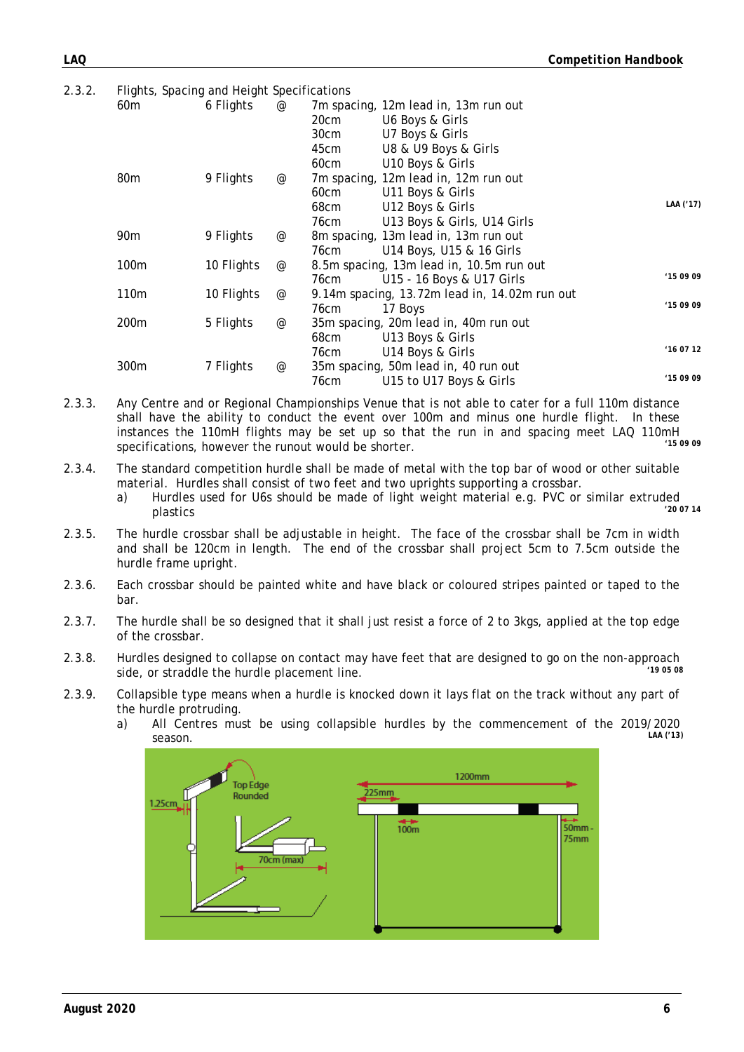2.3.2. Flights, Spacing and Height Specifications

| | | | | |
|---|---|---|---|---|
| 60m | 6 Flights | @ | 7m spacing, 12m lead in, 13m run out | |
| | | | 20cm U6 Boys & Girls | |
| | | | 30cm U7 Boys & Girls | |
| | | | 45cm U8 & U9 Boys & Girls | |
| | | | 60cm U10 Boys & Girls | |
| 80m | 9 Flights | @ | 7m spacing, 12m lead in, 12m run out | |
| | | | 60cm U11 Boys & Girls | |
| | | | 68cm U12 Boys & Girls | LAA ('17) |
| | | | 76cm U13 Boys & Girls, U14 Girls | |
| 90m | 9 Flights | @ | 8m spacing, 13m lead in, 13m run out | |
| | | | 76cm U14 Boys, U15 & 16 Girls | |
| 100m | 10 Flights | @ | 8.5m spacing, 13m lead in, 10.5m run out | |
| | | | 76cm U15 - 16 Boys & U17 Girls | '15 09 09 |
| 110m | 10 Flights | @ | 9.14m spacing, 13.72m lead in, 14.02m run out | |
| | | | 76cm 17 Boys | '15 09 09 |
| 200m | 5 Flights | @ | 35m spacing, 20m lead in, 40m run out | |
| | | | 68cm U13 Boys & Girls | |
| | | | 76cm U14 Boys & Girls | '16 07 12 |
| 300m | 7 Flights | @ | 35m spacing, 50m lead in, 40 run out | |
| | | | 76cm U15 to U17 Boys & Girls | '15 09 09 |

2.3.3. Any Centre and or Regional Championships Venue that is not able to cater for a full 110m distance shall have the ability to conduct the event over 100m and minus one hurdle flight. In these instances the 110mH flights may be set up so that the run in and spacing meet LAQ 110mH specifications, however the runout would be shorter. '15 09 09

2.3.4. The standard competition hurdle shall be made of metal with the top bar of wood or other suitable material. Hurdles shall consist of two feet and two uprights supporting a crossbar.
a) Hurdles used for U6s should be made of light weight material e.g. PVC or similar extruded plastics '20 07 14

2.3.5. The hurdle crossbar shall be adjustable in height. The face of the crossbar shall be 7cm in width and shall be 120cm in length. The end of the crossbar shall project 5cm to 7.5cm outside the hurdle frame upright.

2.3.6. Each crossbar should be painted white and have black or coloured stripes painted or taped to the bar.

2.3.7. The hurdle shall be so designed that it shall just resist a force of 2 to 3kgs, applied at the top edge of the crossbar.

2.3.8. Hurdles designed to collapse on contact may have feet that are designed to go on the non-approach side, or straddle the hurdle placement line. '19 05 08

2.3.9. Collapsible type means when a hurdle is knocked down it lays flat on the track without any part of the hurdle protruding.
a) All Centres must be using collapsible hurdles by the commencement of the 2019/2020 season. LAA ('13)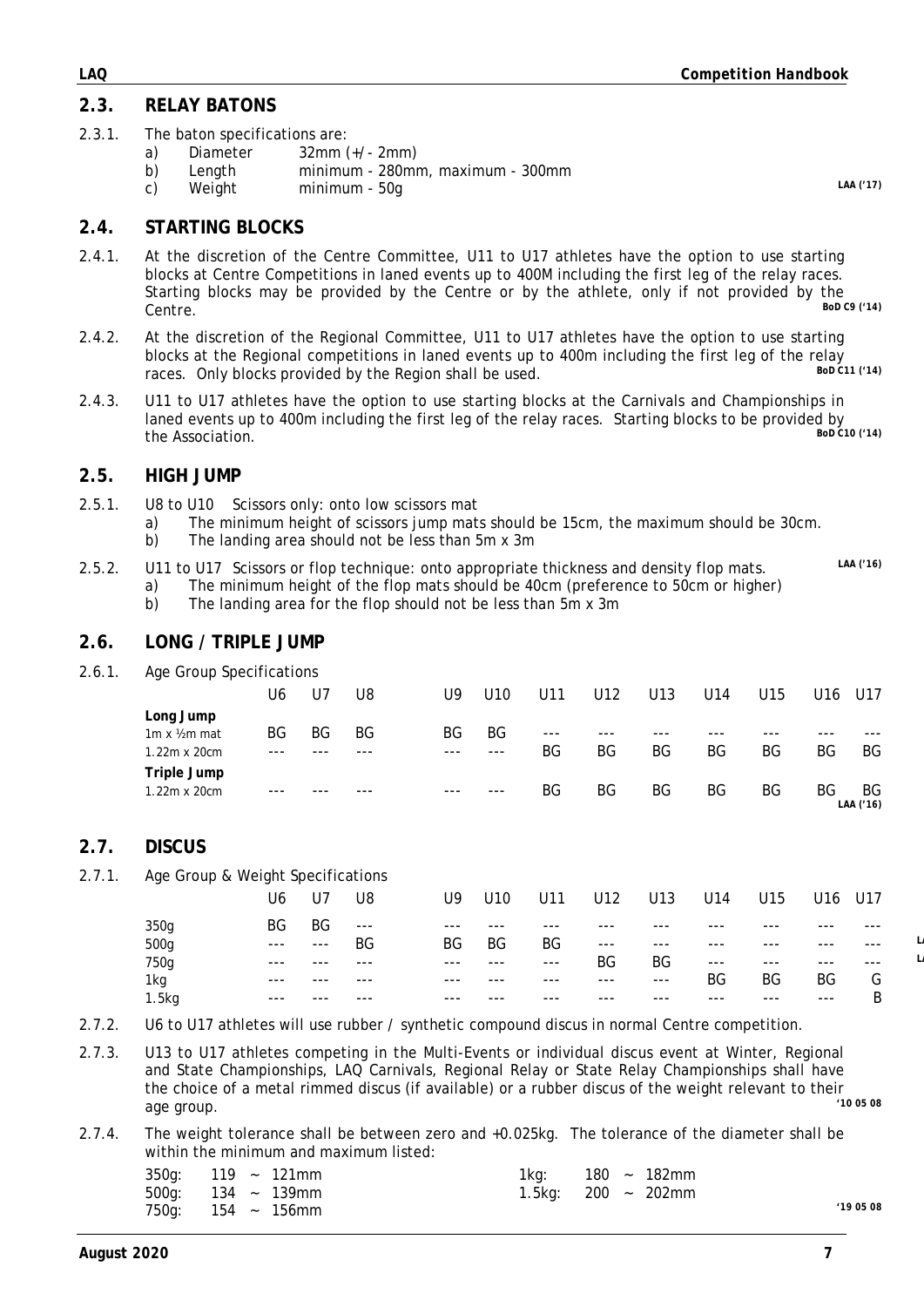## 2.3. RELAY BATONS

2.3.1. The baton specifications are:

a) Diameter 32mm (+/- 2mm)
b) Length minimum - 280mm, maximum - 300mm
c) Weight minimum - 50g

LAA ('17)

## 2.4. STARTING BLOCKS

2.4.1. At the discretion of the Centre Committee, U11 to U17 athletes have the option to use starting blocks at Centre Competitions in laned events up to 400M including the first leg of the relay races. Starting blocks may be provided by the Centre or by the athlete, only if not provided by the Centre. BoD C9 ('14)

2.4.2. At the discretion of the Regional Committee, U11 to U17 athletes have the option to use starting blocks at the Regional competitions in laned events up to 400m including the first leg of the relay races. Only blocks provided by the Region shall be used. BoD C11 ('14)

2.4.3. U11 to U17 athletes have the option to use starting blocks at the Carnivals and Championships in laned events up to 400m including the first leg of the relay races. Starting blocks to be provided by the Association. BoD C10 ('14)

## 2.5. HIGH JUMP

2.5.1. U8 to U10 Scissors only: onto low scissors mat

a) The minimum height of scissors jump mats should be 15cm, the maximum should be 30cm.
b) The landing area should not be less than 5m x 3m

2.5.2. U11 to U17 Scissors or flop technique: onto appropriate thickness and density flop mats. LAA ('16)

a) The minimum height of the flop mats should be 40cm (preference to 50cm or higher)
b) The landing area for the flop should not be less than 5m x 3m

## 2.6. LONG / TRIPLE JUMP

2.6.1. Age Group Specifications

| | U6 | U7 | U8 | U9 | U10 | U11 | U12 | U13 | U14 | U15 | U16 | U17 |
|---|---|---|---|---|---|---|---|---|---|---|---|---|
| **Long Jump** | | | | | | | | | | | | |
| 1m x ½m mat | BG | BG | BG | BG | BG | --- | --- | --- | --- | --- | --- | --- |
| 1.22m x 20cm | --- | --- | --- | --- | --- | BG | BG | BG | BG | BG | BG | BG |
| **Triple Jump** | | | | | | | | | | | | |
| 1.22m x 20cm | --- | --- | --- | --- | --- | BG | BG | BG | BG | BG | BG | BG |

LAA ('16)

## 2.7. DISCUS

2.7.1. Age Group & Weight Specifications

| | U6 | U7 | U8 | U9 | U10 | U11 | U12 | U13 | U14 | U15 | U16 | U17 |
|---|---|---|---|---|---|---|---|---|---|---|---|---|
| 350g | BG | BG | --- | --- | --- | --- | --- | --- | --- | --- | --- | --- |
| 500g | --- | --- | BG | BG | BG | BG | --- | --- | --- | --- | --- | --- |
| 750g | --- | --- | --- | --- | --- | --- | BG | BG | --- | --- | --- | --- |
| 1kg | --- | --- | --- | --- | --- | --- | --- | --- | BG | BG | BG | G |
| 1.5kg | --- | --- | --- | --- | --- | --- | --- | --- | --- | --- | --- | B |

2.7.2. U6 to U17 athletes will use rubber / synthetic compound discus in normal Centre competition.

2.7.3. U13 to U17 athletes competing in the Multi-Events or individual discus event at Winter, Regional and State Championships, LAQ Carnivals, Regional Relay or State Relay Championships shall have the choice of a metal rimmed discus (if available) or a rubber discus of the weight relevant to their age group. '10 05 08

2.7.4. The weight tolerance shall be between zero and +0.025kg. The tolerance of the diameter shall be within the minimum and maximum listed:

| | | | |
|---|---|---|---|
| 350g: | 119 ~ 121mm | 1kg: | 180 ~ 182mm |
| 500g: | 134 ~ 139mm | 1.5kg: | 200 ~ 202mm |
| 750g: | 154 ~ 156mm | | |

'19 05 08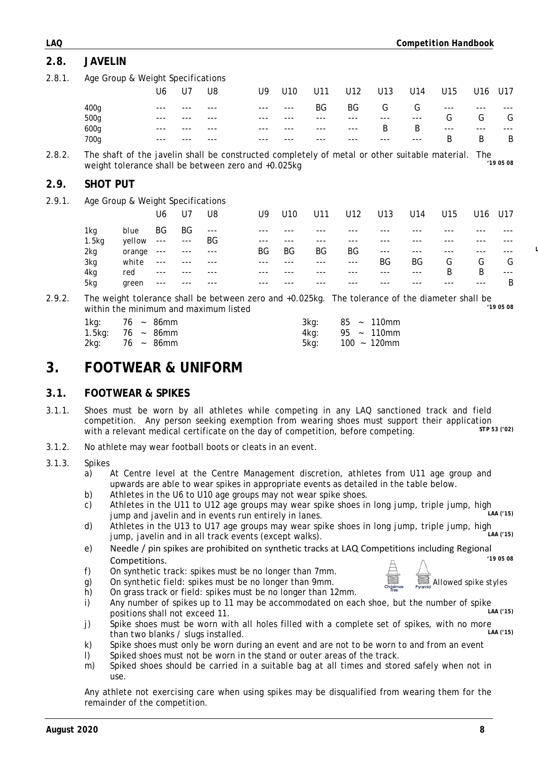## 2.8. JAVELIN

2.8.1. Age Group & Weight Specifications

| | U6 | U7 | U8 | U9 | U10 | U11 | U12 | U13 | U14 | U15 | U16 | U17 |
|---|---|---|---|---|---|---|---|---|---|---|---|---|
| 400g | --- | --- | --- | --- | --- | BG | BG | G | G | --- | --- | --- |
| 500g | --- | --- | --- | --- | --- | --- | --- | --- | --- | G | G | G |
| 600g | --- | --- | --- | --- | --- | --- | --- | B | B | --- | --- | --- |
| 700g | --- | --- | --- | --- | --- | --- | --- | --- | --- | B | B | B |

2.8.2. The shaft of the javelin shall be constructed completely of metal or other suitable material. The weight tolerance shall be between zero and +0.025kg **'19 05 08**

## 2.9. SHOT PUT

2.9.1. Age Group & Weight Specifications

| | | U6 | U7 | U8 | U9 | U10 | U11 | U12 | U13 | U14 | U15 | U16 | U17 |
|---|---|---|---|---|---|---|---|---|---|---|---|---|---|
| 1kg | blue | BG | BG | --- | --- | --- | --- | --- | --- | --- | --- | --- | --- |
| 1.5kg | yellow | --- | --- | BG | --- | --- | --- | --- | --- | --- | --- | --- | --- |
| 2kg | orange | --- | --- | --- | BG | BG | BG | BG | --- | --- | --- | --- | --- |
| 3kg | white | --- | --- | --- | --- | --- | --- | --- | BG | BG | G | G | G |
| 4kg | red | --- | --- | --- | --- | --- | --- | --- | --- | --- | B | B | --- |
| 5kg | green | --- | --- | --- | --- | --- | --- | --- | --- | --- | --- | --- | B |

2.9.2. The weight tolerance shall be between zero and +0.025kg. The tolerance of the diameter shall be within the minimum and maximum listed **'19 05 08**

| | | | |
|---|---|---|---|
| 1kg: | 76 ~ 86mm | 3kg: | 85 ~ 110mm |
| 1.5kg: | 76 ~ 86mm | 4kg: | 95 ~ 110mm |
| 2kg: | 76 ~ 86mm | 5kg: | 100 ~ 120mm |

# 3. FOOTWEAR & UNIFORM

## 3.1. FOOTWEAR & SPIKES

3.1.1. Shoes must be worn by all athletes while competing in any LAQ sanctioned track and field competition. Any person seeking exemption from wearing shoes must support their application with a relevant medical certificate on the day of competition, before competing. **STP 53 ('02)**

3.1.2. No athlete may wear football boots or cleats in an event.

3.1.3. Spikes

a) At Centre level at the Centre Management discretion, athletes from U11 age group and upwards are able to wear spikes in appropriate events as detailed in the table below.

b) Athletes in the U6 to U10 age groups may not wear spike shoes.

c) Athletes in the U11 to U12 age groups may wear spike shoes in long jump, triple jump, high jump and javelin and in events run entirely in lanes. **LAA ('15)**

d) Athletes in the U13 to U17 age groups may wear spike shoes in long jump, triple jump, high jump, javelin and in all track events (except walks). **LAA ('15)**

e) Needle / pin spikes are prohibited on synthetic tracks at LAQ Competitions including Regional Competitions. **'19 05 08**

f) On synthetic track: spikes must be no longer than 7mm.

g) On synthetic field: spikes must be no longer than 9mm.

h) On grass track or field: spikes must be no longer than 12mm.

Christmas Tree, Pyramid — Allowed spike styles

i) Any number of spikes up to 11 may be accommodated on each shoe, but the number of spike positions shall not exceed 11. **LAA ('15)**

j) Spike shoes must be worn with all holes filled with a complete set of spikes, with no more than two blanks / slugs installed. **LAA ('15)**

k) Spike shoes must only be worn during an event and are not to be worn to and from an event

l) Spiked shoes must not be worn in the stand or outer areas of the track.

m) Spiked shoes should be carried in a suitable bag at all times and stored safely when not in use.

Any athlete not exercising care when using spikes may be disqualified from wearing them for the remainder of the competition.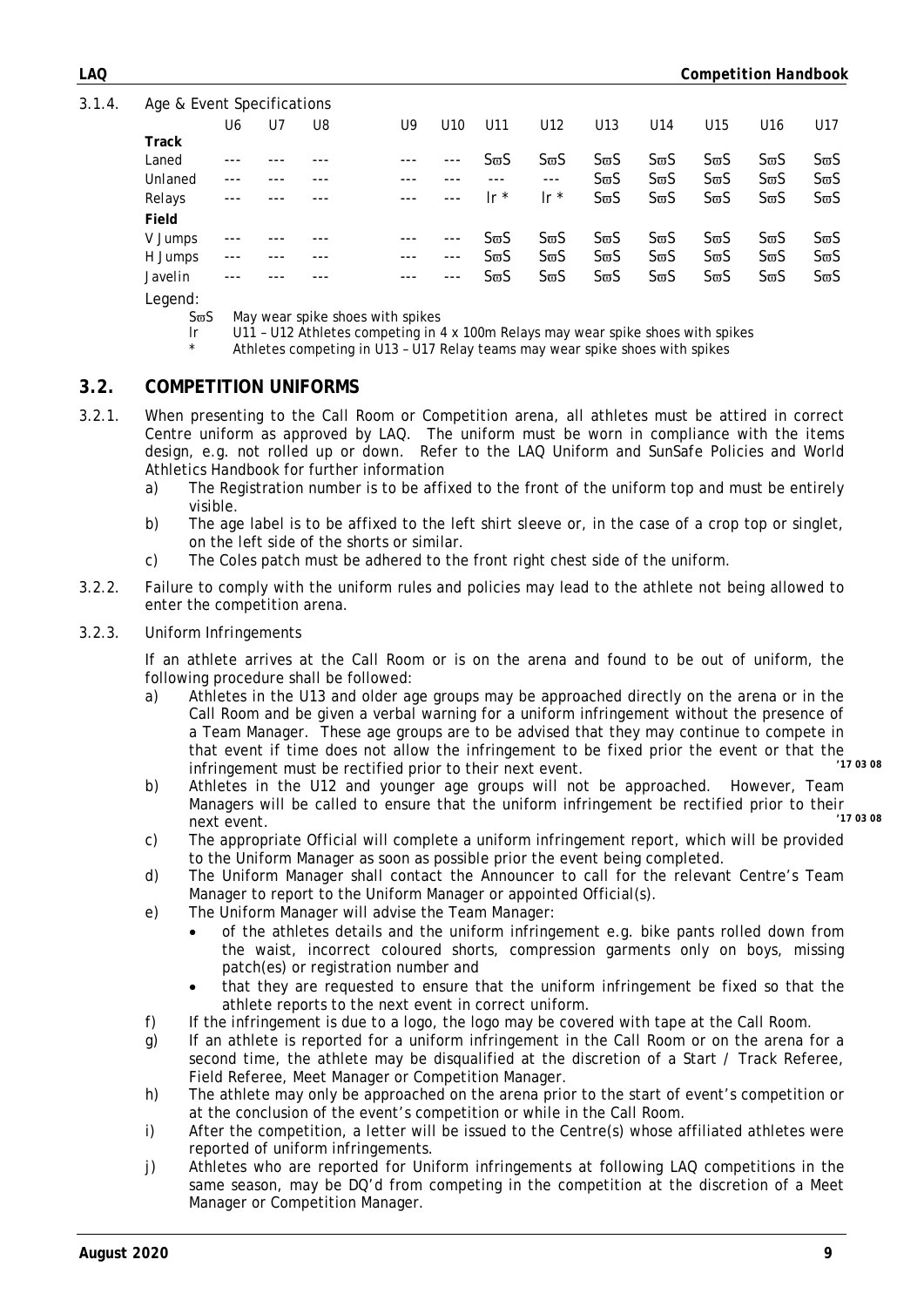3.1.4. Age & Event Specifications

| | U6 | U7 | U8 | U9 | U10 | U11 | U12 | U13 | U14 | U15 | U16 | U17 |
|---|---|---|---|---|---|---|---|---|---|---|---|---|
| **Track** | | | | | | | | | | | | |
| Laned | --- | --- | --- | --- | --- | SϖS | SϖS | SϖS | SϖS | SϖS | SϖS | SϖS |
| Unlaned | --- | --- | --- | --- | --- | --- | --- | SϖS | SϖS | SϖS | SϖS | SϖS |
| Relays | --- | --- | --- | --- | --- | lr * | lr * | SϖS | SϖS | SϖS | SϖS | SϖS |
| **Field** | | | | | | | | | | | | |
| V Jumps | --- | --- | --- | --- | --- | SϖS | SϖS | SϖS | SϖS | SϖS | SϖS | SϖS |
| H Jumps | --- | --- | --- | --- | --- | SϖS | SϖS | SϖS | SϖS | SϖS | SϖS | SϖS |
| Javelin | --- | --- | --- | --- | --- | SϖS | SϖS | SϖS | SϖS | SϖS | SϖS | SϖS |

Legend:

- SϖS May wear spike shoes with spikes
- lr U11 – U12 Athletes competing in 4 x 100m Relays may wear spike shoes with spikes
- \* Athletes competing in U13 – U17 Relay teams may wear spike shoes with spikes

## 3.2. COMPETITION UNIFORMS

3.2.1. When presenting to the Call Room or Competition arena, all athletes must be attired in correct Centre uniform as approved by LAQ. The uniform must be worn in compliance with the items design, e.g. not rolled up or down. Refer to the LAQ Uniform and SunSafe Policies and World Athletics Handbook for further information

a) The Registration number is to be affixed to the front of the uniform top and must be entirely visible.

b) The age label is to be affixed to the left shirt sleeve or, in the case of a crop top or singlet, on the left side of the shorts or similar.

c) The Coles patch must be adhered to the front right chest side of the uniform.

3.2.2. Failure to comply with the uniform rules and policies may lead to the athlete not being allowed to enter the competition arena.

3.2.3. Uniform Infringements

If an athlete arrives at the Call Room or is on the arena and found to be out of uniform, the following procedure shall be followed:

a) Athletes in the U13 and older age groups may be approached directly on the arena or in the Call Room and be given a verbal warning for a uniform infringement without the presence of a Team Manager. These age groups are to be advised that they may continue to compete in that event if time does not allow the infringement to be fixed prior the event or that the infringement must be rectified prior to their next event. **'17 03 08**

b) Athletes in the U12 and younger age groups will not be approached. However, Team Managers will be called to ensure that the uniform infringement be rectified prior to their next event. **'17 03 08**

c) The appropriate Official will complete a uniform infringement report, which will be provided to the Uniform Manager as soon as possible prior the event being completed.

d) The Uniform Manager shall contact the Announcer to call for the relevant Centre's Team Manager to report to the Uniform Manager or appointed Official(s).

e) The Uniform Manager will advise the Team Manager:

- of the athletes details and the uniform infringement e.g. bike pants rolled down from the waist, incorrect coloured shorts, compression garments only on boys, missing patch(es) or registration number and
- that they are requested to ensure that the uniform infringement be fixed so that the athlete reports to the next event in correct uniform.

f) If the infringement is due to a logo, the logo may be covered with tape at the Call Room.

g) If an athlete is reported for a uniform infringement in the Call Room or on the arena for a second time, the athlete may be disqualified at the discretion of a Start / Track Referee, Field Referee, Meet Manager or Competition Manager.

h) The athlete may only be approached on the arena prior to the start of event's competition or at the conclusion of the event's competition or while in the Call Room.

i) After the competition, a letter will be issued to the Centre(s) whose affiliated athletes were reported of uniform infringements.

j) Athletes who are reported for Uniform infringements at following LAQ competitions in the same season, may be DQ'd from competing in the competition at the discretion of a Meet Manager or Competition Manager.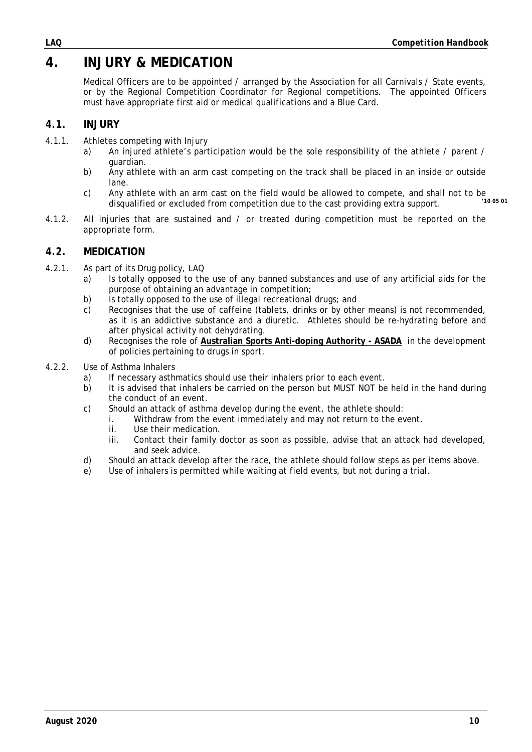# 4. INJURY & MEDICATION

Medical Officers are to be appointed / arranged by the Association for all Carnivals / State events, or by the Regional Competition Coordinator for Regional competitions. The appointed Officers must have appropriate first aid or medical qualifications and a Blue Card.

## 4.1. INJURY

4.1.1. Athletes competing with Injury

- a) An injured athlete's participation would be the sole responsibility of the athlete / parent / guardian.
- b) Any athlete with an arm cast competing on the track shall be placed in an inside or outside lane.
- c) Any athlete with an arm cast on the field would be allowed to compete, and shall not to be disqualified or excluded from competition due to the cast providing extra support. **'10 05 01**

4.1.2. All injuries that are sustained and / or treated during competition must be reported on the appropriate form.

## 4.2. MEDICATION

4.2.1. As part of its Drug policy, LAQ

- a) Is totally opposed to the use of any banned substances and use of any artificial aids for the purpose of obtaining an advantage in competition;
- b) Is totally opposed to the use of illegal recreational drugs; and
- c) Recognises that the use of caffeine (tablets, drinks or by other means) is not recommended, as it is an addictive substance and a diuretic. Athletes should be re-hydrating before and after physical activity not dehydrating.
- d) Recognises the role of **Australian Sports Anti-doping Authority - ASADA** in the development of policies pertaining to drugs in sport.

4.2.2. Use of Asthma Inhalers

- a) If necessary asthmatics should use their inhalers prior to each event.
- b) It is advised that inhalers be carried on the person but MUST NOT be held in the hand during the conduct of an event.
- c) Should an attack of asthma develop during the event, the athlete should:
  - i. Withdraw from the event immediately and may not return to the event.
  - ii. Use their medication.
  - iii. Contact their family doctor as soon as possible, advise that an attack had developed, and seek advice.
- d) Should an attack develop after the race, the athlete should follow steps as per items above.
- e) Use of inhalers is permitted while waiting at field events, but not during a trial.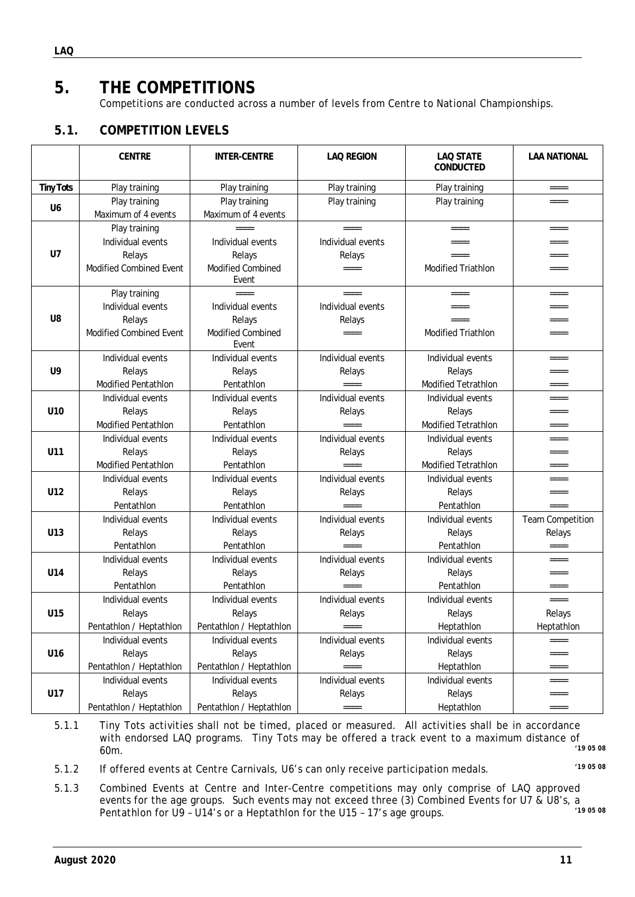# 5. THE COMPETITIONS

Competitions are conducted across a number of levels from Centre to National Championships.

## 5.1. COMPETITION LEVELS

| | CENTRE | INTER-CENTRE | LAQ REGION | LAQ STATE CONDUCTED | LAA NATIONAL |
|---|---|---|---|---|---|
| Tiny Tots | Play training | Play training | Play training | Play training | ═══ |
| U6 | Play training<br>Maximum of 4 events | Play training<br>Maximum of 4 events | Play training | Play training | ═══ |
| U7 | Play training<br>Individual events<br>Relays<br>Modified Combined Event | ═══<br>Individual events<br>Relays<br>Modified Combined Event | ═══<br>Individual events<br>Relays<br>═══ | ═══<br>═══<br>═══<br>Modified Triathlon | ═══<br>═══<br>═══<br>═══ |
| U8 | Play training<br>Individual events<br>Relays<br>Modified Combined Event | ═══<br>Individual events<br>Relays<br>Modified Combined Event | ═══<br>Individual events<br>Relays<br>═══ | ═══<br>═══<br>═══<br>Modified Triathlon | ═══<br>═══<br>═══<br>═══ |
| U9 | Individual events<br>Relays<br>Modified Pentathlon | Individual events<br>Relays<br>Pentathlon | Individual events<br>Relays<br>═══ | Individual events<br>Relays<br>Modified Tetrathlon | ═══<br>═══<br>═══ |
| U10 | Individual events<br>Relays<br>Modified Pentathlon | Individual events<br>Relays<br>Pentathlon | Individual events<br>Relays<br>═══ | Individual events<br>Relays<br>Modified Tetrathlon | ═══<br>═══<br>═══ |
| U11 | Individual events<br>Relays<br>Modified Pentathlon | Individual events<br>Relays<br>Pentathlon | Individual events<br>Relays<br>═══ | Individual events<br>Relays<br>Modified Tetrathlon | ═══<br>═══<br>═══ |
| U12 | Individual events<br>Relays<br>Pentathlon | Individual events<br>Relays<br>Pentathlon | Individual events<br>Relays<br>═══ | Individual events<br>Relays<br>Pentathlon | ═══<br>═══<br>═══ |
| U13 | Individual events<br>Relays<br>Pentathlon | Individual events<br>Relays<br>Pentathlon | Individual events<br>Relays<br>═══ | Individual events<br>Relays<br>Pentathlon | Team Competition<br>Relays<br>═══ |
| U14 | Individual events<br>Relays<br>Pentathlon | Individual events<br>Relays<br>Pentathlon | Individual events<br>Relays<br>═══ | Individual events<br>Relays<br>Pentathlon | ═══<br>═══<br>═══ |
| U15 | Individual events<br>Relays<br>Pentathlon / Heptathlon | Individual events<br>Relays<br>Pentathlon / Heptathlon | Individual events<br>Relays<br>═══ | Individual events<br>Relays<br>Heptathlon | ═══<br>Relays<br>Heptathlon |
| U16 | Individual events<br>Relays<br>Pentathlon / Heptathlon | Individual events<br>Relays<br>Pentathlon / Heptathlon | Individual events<br>Relays<br>═══ | Individual events<br>Relays<br>Heptathlon | ═══<br>═══<br>═══ |
| U17 | Individual events<br>Relays<br>Pentathlon / Heptathlon | Individual events<br>Relays<br>Pentathlon / Heptathlon | Individual events<br>Relays<br>═══ | Individual events<br>Relays<br>Heptathlon | ═══<br>═══<br>═══ |

5.1.1 Tiny Tots activities shall not be timed, placed or measured. All activities shall be in accordance with endorsed LAQ programs. Tiny Tots may be offered a track event to a maximum distance of 60m. *'19 05 08*

5.1.2 If offered events at Centre Carnivals, U6's can only receive participation medals. *'19 05 08*

5.1.3 Combined Events at Centre and Inter-Centre competitions may only comprise of LAQ approved events for the age groups. Such events may not exceed three (3) Combined Events for U7 & U8's, a Pentathlon for U9 – U14's or a Heptathlon for the U15 – 17's age groups. *'19 05 08*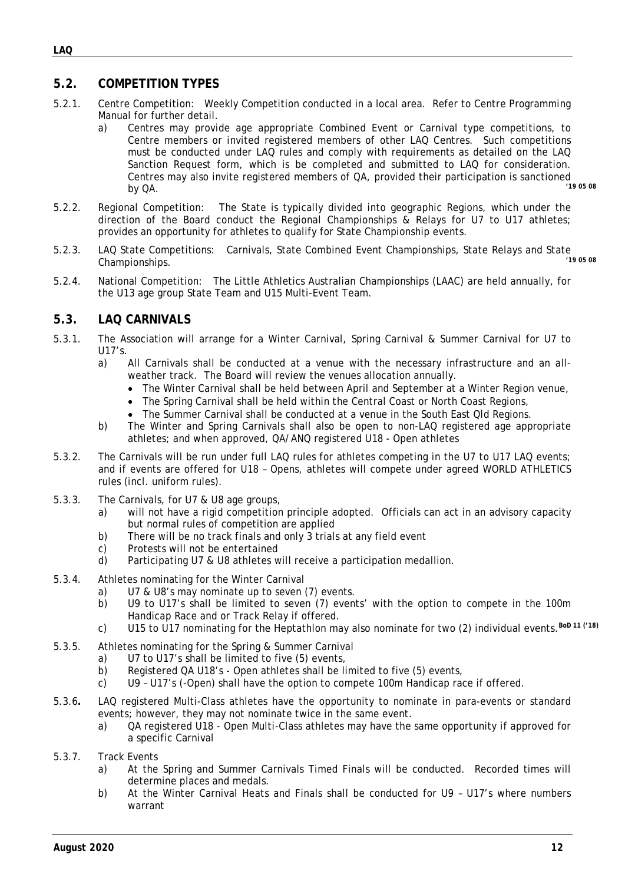## 5.2. COMPETITION TYPES

5.2.1. Centre Competition: Weekly Competition conducted in a local area. Refer to Centre Programming Manual for further detail.

a) Centres may provide age appropriate Combined Event or Carnival type competitions, to Centre members or invited registered members of other LAQ Centres. Such competitions must be conducted under LAQ rules and comply with requirements as detailed on the LAQ Sanction Request form, which is be completed and submitted to LAQ for consideration. Centres may also invite registered members of QA, provided their participation is sanctioned by QA. **'19 05 08**

5.2.2. Regional Competition: The State is typically divided into geographic Regions, which under the direction of the Board conduct the Regional Championships & Relays for U7 to U17 athletes; provides an opportunity for athletes to qualify for State Championship events.

5.2.3. LAQ State Competitions: Carnivals, State Combined Event Championships, State Relays and State Championships. **'19 05 08**

5.2.4. National Competition: The Little Athletics Australian Championships (LAAC) are held annually, for the U13 age group State Team and U15 Multi-Event Team.

## 5.3. LAQ CARNIVALS

5.3.1. The Association will arrange for a Winter Carnival, Spring Carnival & Summer Carnival for U7 to U17's.

a) All Carnivals shall be conducted at a venue with the necessary infrastructure and an all-weather track. The Board will review the venues allocation annually.
   - The Winter Carnival shall be held between April and September at a Winter Region venue,
   - The Spring Carnival shall be held within the Central Coast or North Coast Regions,
   - The Summer Carnival shall be conducted at a venue in the South East Qld Regions.

b) The Winter and Spring Carnivals shall also be open to non-LAQ registered age appropriate athletes; and when approved, QA/ANQ registered U18 - Open athletes

5.3.2. The Carnivals will be run under full LAQ rules for athletes competing in the U7 to U17 LAQ events; and if events are offered for U18 – Opens, athletes will compete under agreed WORLD ATHLETICS rules (incl. uniform rules).

5.3.3. The Carnivals, for U7 & U8 age groups,

a) will not have a rigid competition principle adopted. Officials can act in an advisory capacity but normal rules of competition are applied
b) There will be no track finals and only 3 trials at any field event
c) Protests will not be entertained
d) Participating U7 & U8 athletes will receive a participation medallion.

5.3.4. Athletes nominating for the Winter Carnival

a) U7 & U8's may nominate up to seven (7) events.
b) U9 to U17's shall be limited to seven (7) events' with the option to compete in the 100m Handicap Race and or Track Relay if offered.
c) U15 to U17 nominating for the Heptathlon may also nominate for two (2) individual events. **BoD 11 ('18)**

5.3.5. Athletes nominating for the Spring & Summer Carnival

a) U7 to U17's shall be limited to five (5) events,
b) Registered QA U18's - Open athletes shall be limited to five (5) events,
c) U9 – U17's (-Open) shall have the option to compete 100m Handicap race if offered.

5.3.6**.** LAQ registered Multi-Class athletes have the opportunity to nominate in para-events or standard events; however, they may not nominate twice in the same event.

a) QA registered U18 - Open Multi-Class athletes may have the same opportunity if approved for a specific Carnival

5.3.7. Track Events

a) At the Spring and Summer Carnivals Timed Finals will be conducted. Recorded times will determine places and medals.
b) At the Winter Carnival Heats and Finals shall be conducted for U9 – U17's where numbers warrant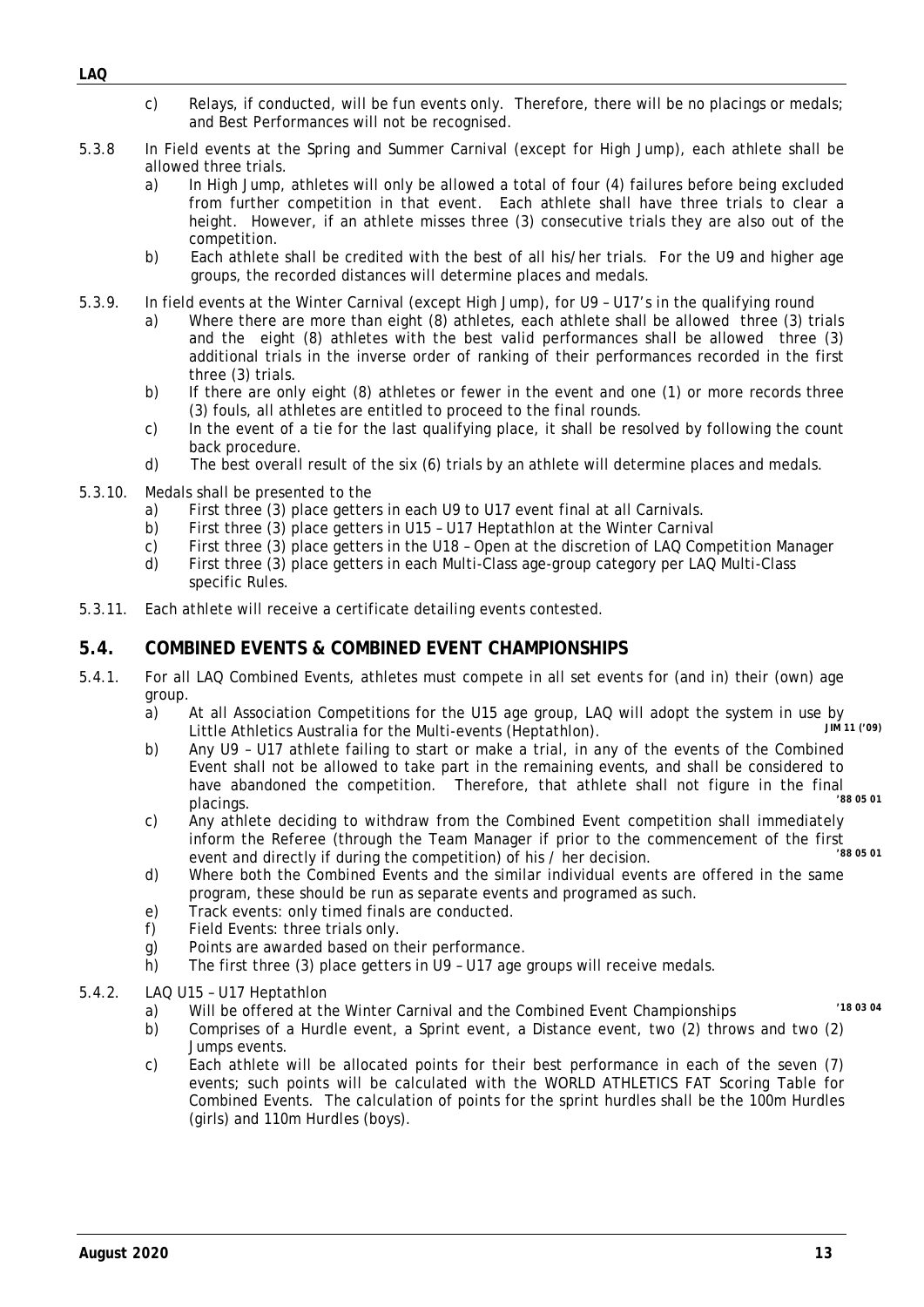c) Relays, if conducted, will be fun events only. Therefore, there will be no placings or medals; and Best Performances will not be recognised.

5.3.8 In Field events at the Spring and Summer Carnival (except for High Jump), each athlete shall be allowed three trials.

a) In High Jump, athletes will only be allowed a total of four (4) failures before being excluded from further competition in that event. Each athlete shall have three trials to clear a height. However, if an athlete misses three (3) consecutive trials they are also out of the competition.

b) Each athlete shall be credited with the best of all his/her trials. For the U9 and higher age groups, the recorded distances will determine places and medals.

5.3.9. In field events at the Winter Carnival (except High Jump), for U9 – U17's in the qualifying round

a) Where there are more than eight (8) athletes, each athlete shall be allowed three (3) trials and the eight (8) athletes with the best valid performances shall be allowed three (3) additional trials in the inverse order of ranking of their performances recorded in the first three (3) trials.

b) If there are only eight (8) athletes or fewer in the event and one (1) or more records three (3) fouls, all athletes are entitled to proceed to the final rounds.

c) In the event of a tie for the last qualifying place, it shall be resolved by following the count back procedure.

d) The best overall result of the six (6) trials by an athlete will determine places and medals.

5.3.10. Medals shall be presented to the

a) First three (3) place getters in each U9 to U17 event final at all Carnivals.

b) First three (3) place getters in U15 – U17 Heptathlon at the Winter Carnival

c) First three (3) place getters in the U18 – Open at the discretion of LAQ Competition Manager

d) First three (3) place getters in each Multi-Class age-group category per LAQ Multi-Class specific Rules.

5.3.11. Each athlete will receive a certificate detailing events contested.

## 5.4. COMBINED EVENTS & COMBINED EVENT CHAMPIONSHIPS

5.4.1. For all LAQ Combined Events, athletes must compete in all set events for (and in) their (own) age group.

a) At all Association Competitions for the U15 age group, LAQ will adopt the system in use by Little Athletics Australia for the Multi-events (Heptathlon). **JIM 11 ('09)**

b) Any U9 – U17 athlete failing to start or make a trial, in any of the events of the Combined Event shall not be allowed to take part in the remaining events, and shall be considered to have abandoned the competition. Therefore, that athlete shall not figure in the final placings. **'88 05 01**

c) Any athlete deciding to withdraw from the Combined Event competition shall immediately inform the Referee (through the Team Manager if prior to the commencement of the first event and directly if during the competition) of his / her decision. **'88 05 01**

d) Where both the Combined Events and the similar individual events are offered in the same program, these should be run as separate events and programed as such.

e) Track events: only timed finals are conducted.

f) Field Events: three trials only.

g) Points are awarded based on their performance.

h) The first three (3) place getters in U9 – U17 age groups will receive medals.

5.4.2. LAQ U15 – U17 Heptathlon

a) Will be offered at the Winter Carnival and the Combined Event Championships **'18 03 04**

b) Comprises of a Hurdle event, a Sprint event, a Distance event, two (2) throws and two (2) Jumps events.

c) Each athlete will be allocated points for their best performance in each of the seven (7) events; such points will be calculated with the WORLD ATHLETICS FAT Scoring Table for Combined Events. The calculation of points for the sprint hurdles shall be the 100m Hurdles (girls) and 110m Hurdles (boys).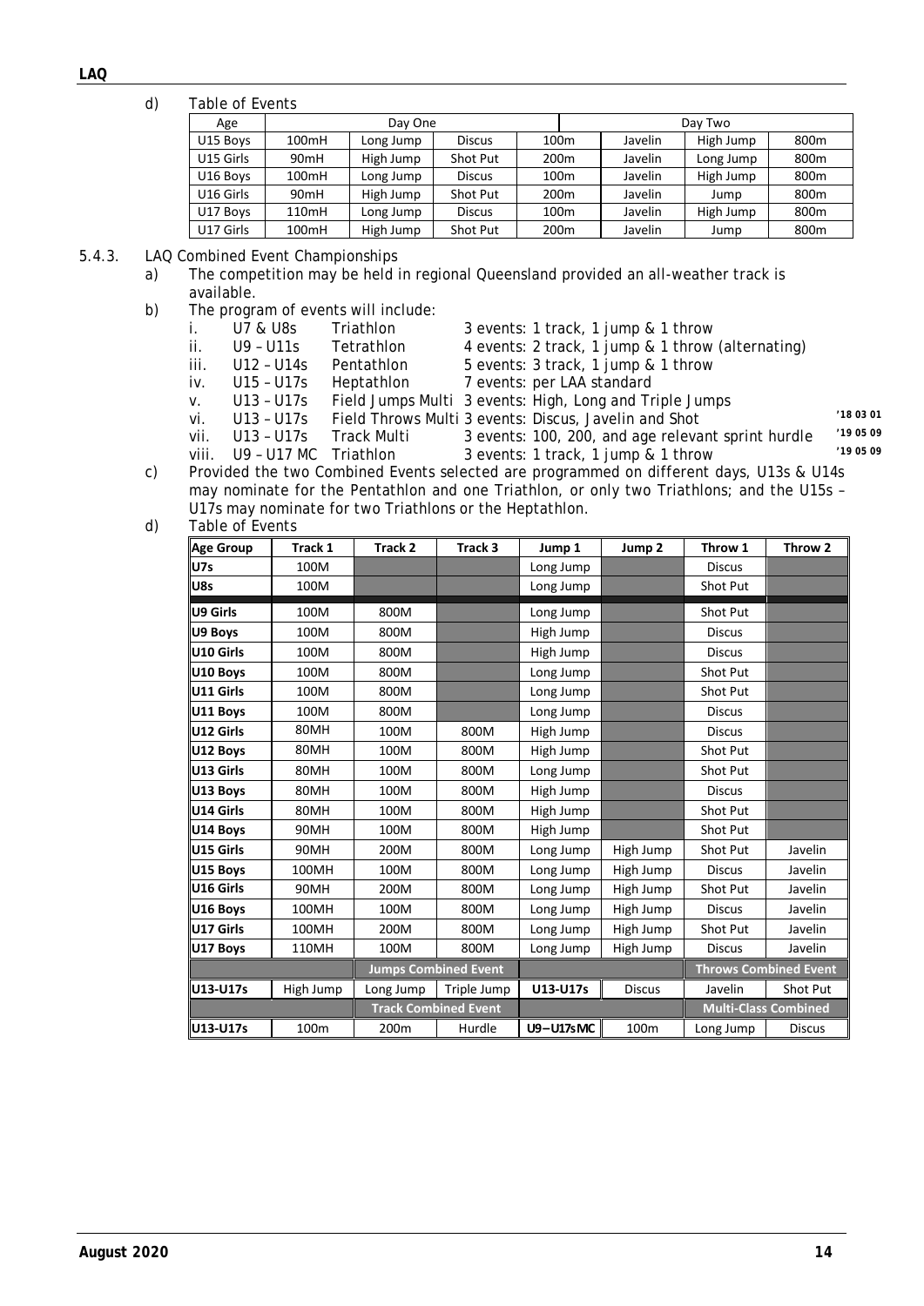d) Table of Events

| Age | Day One | | | Day Two | | | |
|---|---|---|---|---|---|---|---|
| U15 Boys | 100mH | Long Jump | Discus | 100m | Javelin | High Jump | 800m |
| U15 Girls | 90mH | High Jump | Shot Put | 200m | Javelin | Long Jump | 800m |
| U16 Boys | 100mH | Long Jump | Discus | 100m | Javelin | High Jump | 800m |
| U16 Girls | 90mH | High Jump | Shot Put | 200m | Javelin | Jump | 800m |
| U17 Boys | 110mH | Long Jump | Discus | 100m | Javelin | High Jump | 800m |
| U17 Girls | 100mH | High Jump | Shot Put | 200m | Javelin | Jump | 800m |

5.4.3. LAQ Combined Event Championships

a) The competition may be held in regional Queensland provided an all-weather track is available.

b) The program of events will include:

i. U7 & U8s Triathlon 3 events: 1 track, 1 jump & 1 throw
ii. U9 – U11s Tetrathlon 4 events: 2 track, 1 jump & 1 throw (alternating)
iii. U12 – U14s Pentathlon 5 events: 3 track, 1 jump & 1 throw
iv. U15 – U17s Heptathlon 7 events: per LAA standard
v. U13 – U17s Field Jumps Multi 3 events: High, Long and Triple Jumps
vi. U13 – U17s Field Throws Multi 3 events: Discus, Javelin and Shot '18 03 01
vii. U13 – U17s Track Multi 3 events: 100, 200, and age relevant sprint hurdle '19 05 09
viii. U9 – U17 MC Triathlon 3 events: 1 track, 1 jump & 1 throw '19 05 09

c) Provided the two Combined Events selected are programmed on different days, U13s & U14s may nominate for the Pentathlon and one Triathlon, or only two Triathlons; and the U15s – U17s may nominate for two Triathlons or the Heptathlon.

d) Table of Events

| Age Group | Track 1 | Track 2 | Track 3 | Jump 1 | Jump 2 | Throw 1 | Throw 2 |
|---|---|---|---|---|---|---|---|
| U7s | 100M | | | Long Jump | | Discus | |
| U8s | 100M | | | Long Jump | | Shot Put | |
| U9 Girls | 100M | 800M | | Long Jump | | Shot Put | |
| U9 Boys | 100M | 800M | | High Jump | | Discus | |
| U10 Girls | 100M | 800M | | High Jump | | Discus | |
| U10 Boys | 100M | 800M | | Long Jump | | Shot Put | |
| U11 Girls | 100M | 800M | | Long Jump | | Shot Put | |
| U11 Boys | 100M | 800M | | Long Jump | | Discus | |
| U12 Girls | 80MH | 100M | 800M | High Jump | | Discus | |
| U12 Boys | 80MH | 100M | 800M | High Jump | | Shot Put | |
| U13 Girls | 80MH | 100M | 800M | Long Jump | | Shot Put | |
| U13 Boys | 80MH | 100M | 800M | High Jump | | Discus | |
| U14 Girls | 80MH | 100M | 800M | High Jump | | Shot Put | |
| U14 Boys | 90MH | 100M | 800M | High Jump | | Shot Put | |
| U15 Girls | 90MH | 200M | 800M | Long Jump | High Jump | Shot Put | Javelin |
| U15 Boys | 100MH | 100M | 800M | Long Jump | High Jump | Discus | Javelin |
| U16 Girls | 90MH | 200M | 800M | Long Jump | High Jump | Shot Put | Javelin |
| U16 Boys | 100MH | 100M | 800M | Long Jump | High Jump | Discus | Javelin |
| U17 Girls | 100MH | 200M | 800M | Long Jump | High Jump | Shot Put | Javelin |
| U17 Boys | 110MH | 100M | 800M | Long Jump | High Jump | Discus | Javelin |
| | | Jumps Combined Event | | | | Throws Combined Event | |
| U13-U17s | High Jump | Long Jump | Triple Jump | U13-U17s | Discus | Javelin | Shot Put |
| | | Track Combined Event | | | | Multi-Class Combined | |
| U13-U17s | 100m | 200m | Hurdle | U9–U17s MC | 100m | Long Jump | Discus |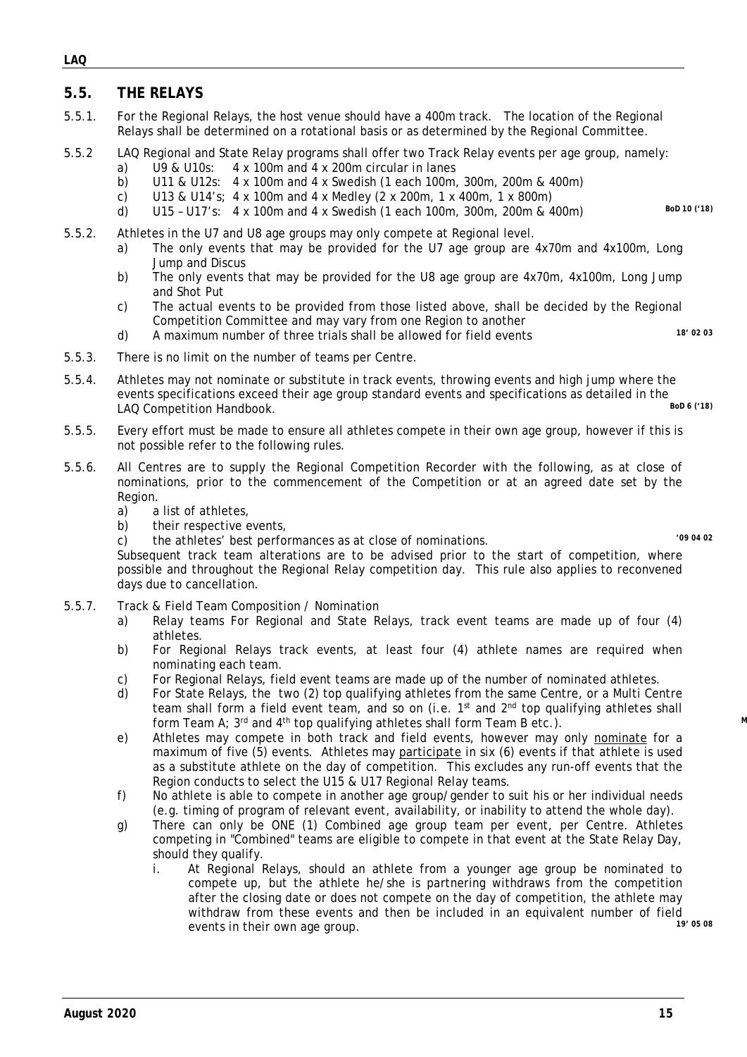## 5.5. THE RELAYS

5.5.1. For the Regional Relays, the host venue should have a 400m track. The location of the Regional Relays shall be determined on a rotational basis or as determined by the Regional Committee.

5.5.2 LAQ Regional and State Relay programs shall offer two Track Relay events per age group, namely:

- a) U9 & U10s: 4 x 100m and 4 x 200m circular in lanes
- b) U11 & U12s: 4 x 100m and 4 x Swedish (1 each 100m, 300m, 200m & 400m)
- c) U13 & U14's; 4 x 100m and 4 x Medley (2 x 200m, 1 x 400m, 1 x 800m)
- d) U15 – U17's: 4 x 100m and 4 x Swedish (1 each 100m, 300m, 200m & 400m) **BoD 10 ('18)**

5.5.2. Athletes in the U7 and U8 age groups may only compete at Regional level.

- a) The only events that may be provided for the U7 age group are 4x70m and 4x100m, Long Jump and Discus
- b) The only events that may be provided for the U8 age group are 4x70m, 4x100m, Long Jump and Shot Put
- c) The actual events to be provided from those listed above, shall be decided by the Regional Competition Committee and may vary from one Region to another
- d) A maximum number of three trials shall be allowed for field events **18' 02 03**

5.5.3. There is no limit on the number of teams per Centre.

5.5.4. Athletes may not nominate or substitute in track events, throwing events and high jump where the events specifications exceed their age group standard events and specifications as detailed in the LAQ Competition Handbook. **BoD 6 ('18)**

5.5.5. Every effort must be made to ensure all athletes compete in their own age group, however if this is not possible refer to the following rules.

5.5.6. All Centres are to supply the Regional Competition Recorder with the following, as at close of nominations, prior to the commencement of the Competition or at an agreed date set by the Region.

- a) a list of athletes,
- b) their respective events,
- c) the athletes' best performances as at close of nominations. **'09 04 02**

Subsequent track team alterations are to be advised prior to the start of competition, where possible and throughout the Regional Relay competition day. This rule also applies to reconvened days due to cancellation.

5.5.7. Track & Field Team Composition / Nomination

- a) Relay teams For Regional and State Relays, track event teams are made up of four (4) athletes.
- b) For Regional Relays track events, at least four (4) athlete names are required when nominating each team.
- c) For Regional Relays, field event teams are made up of the number of nominated athletes.
- d) For State Relays, the two (2) top qualifying athletes from the same Centre, or a Multi Centre team shall form a field event team, and so on (i.e. 1st and 2nd top qualifying athletes shall form Team A; 3rd and 4th top qualifying athletes shall form Team B etc.). **M**
- e) Athletes may compete in both track and field events, however may only <u>nominate</u> for a maximum of five (5) events. Athletes may <u>participate</u> in six (6) events if that athlete is used as a substitute athlete on the day of competition. This excludes any run-off events that the Region conducts to select the U15 & U17 Regional Relay teams.
- f) No athlete is able to compete in another age group/gender to suit his or her individual needs (e.g. timing of program of relevant event, availability, or inability to attend the whole day).
- g) There can only be ONE (1) Combined age group team per event, per Centre. Athletes competing in "Combined" teams are eligible to compete in that event at the State Relay Day, should they qualify.
  - i. At Regional Relays, should an athlete from a younger age group be nominated to compete up, but the athlete he/she is partnering withdraws from the competition after the closing date or does not compete on the day of competition, the athlete may withdraw from these events and then be included in an equivalent number of field events in their own age group. **19' 05 08**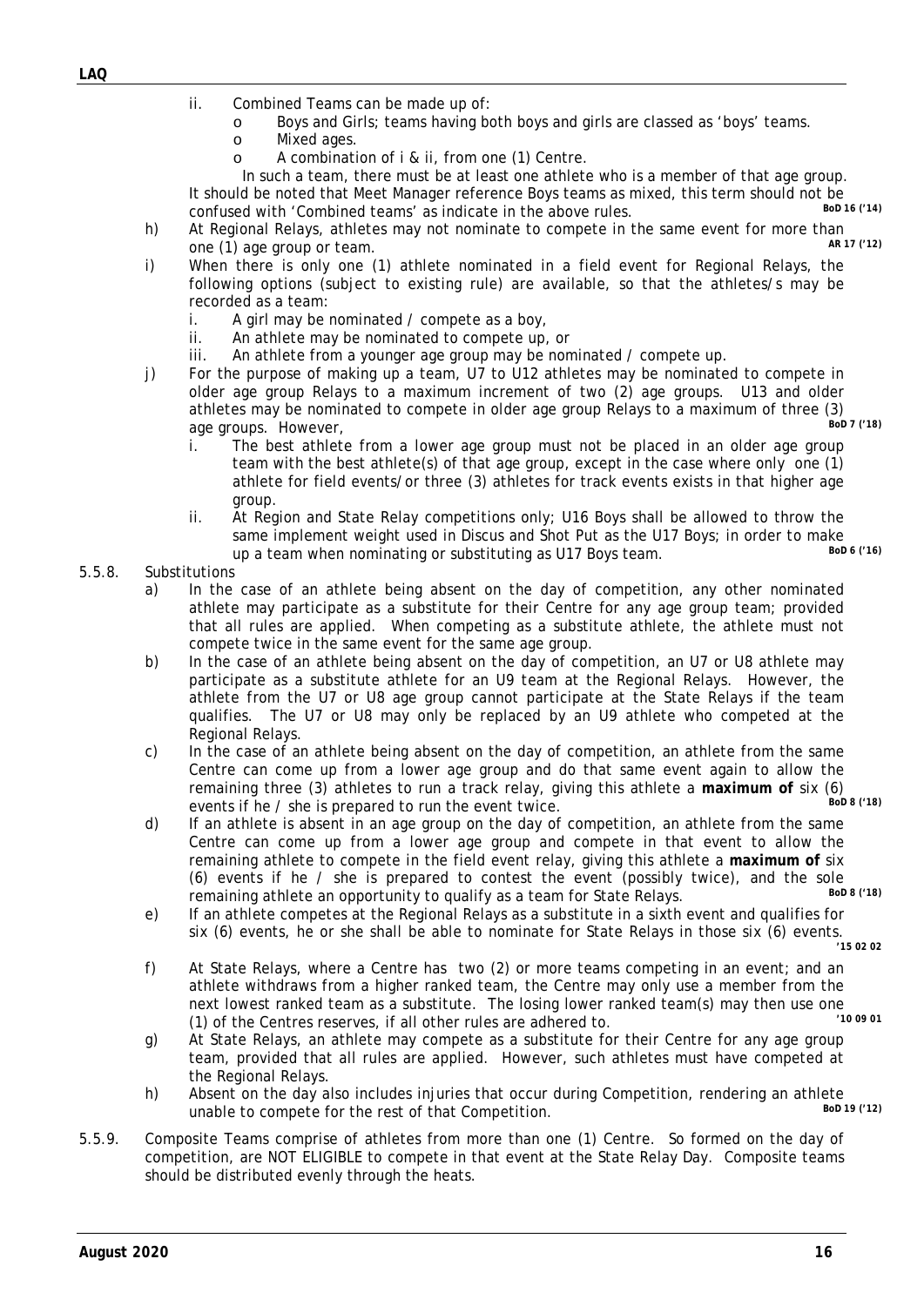ii. Combined Teams can be made up of:
   - Boys and Girls; teams having both boys and girls are classed as 'boys' teams.
   - Mixed ages.
   - A combination of i & ii, from one (1) Centre.

   In such a team, there must be at least one athlete who is a member of that age group. It should be noted that Meet Manager reference Boys teams as mixed, this term should not be confused with 'Combined teams' as indicate in the above rules. **BoD 16 ('14)**

h) At Regional Relays, athletes may not nominate to compete in the same event for more than one (1) age group or team. **AR 17 ('12)**

i) When there is only one (1) athlete nominated in a field event for Regional Relays, the following options (subject to existing rule) are available, so that the athletes/s may be recorded as a team:
   i. A girl may be nominated / compete as a boy,
   ii. An athlete may be nominated to compete up, or
   iii. An athlete from a younger age group may be nominated / compete up.

j) For the purpose of making up a team, U7 to U12 athletes may be nominated to compete in older age group Relays to a maximum increment of two (2) age groups. U13 and older athletes may be nominated to compete in older age group Relays to a maximum of three (3) age groups. However, **BoD 7 ('18)**
   i. The best athlete from a lower age group must not be placed in an older age group team with the best athlete(s) of that age group, except in the case where only one (1) athlete for field events/or three (3) athletes for track events exists in that higher age group.
   ii. At Region and State Relay competitions only; U16 Boys shall be allowed to throw the same implement weight used in Discus and Shot Put as the U17 Boys; in order to make up a team when nominating or substituting as U17 Boys team. **BoD 6 ('16)**

5.5.8. Substitutions

a) In the case of an athlete being absent on the day of competition, any other nominated athlete may participate as a substitute for their Centre for any age group team; provided that all rules are applied. When competing as a substitute athlete, the athlete must not compete twice in the same event for the same age group.

b) In the case of an athlete being absent on the day of competition, an U7 or U8 athlete may participate as a substitute athlete for an U9 team at the Regional Relays. However, the athlete from the U7 or U8 age group cannot participate at the State Relays if the team qualifies. The U7 or U8 may only be replaced by an U9 athlete who competed at the Regional Relays.

c) In the case of an athlete being absent on the day of competition, an athlete from the same Centre can come up from a lower age group and do that same event again to allow the remaining three (3) athletes to run a track relay, giving this athlete a **maximum of** six (6) events if he / she is prepared to run the event twice. **BoD 8 ('18)**

d) If an athlete is absent in an age group on the day of competition, an athlete from the same Centre can come up from a lower age group and compete in that event to allow the remaining athlete to compete in the field event relay, giving this athlete a **maximum of** six (6) events if he / she is prepared to contest the event (possibly twice), and the sole remaining athlete an opportunity to qualify as a team for State Relays. **BoD 8 ('18)**

e) If an athlete competes at the Regional Relays as a substitute in a sixth event and qualifies for six (6) events, he or she shall be able to nominate for State Relays in those six (6) events. **'15 02 02**

f) At State Relays, where a Centre has two (2) or more teams competing in an event; and an athlete withdraws from a higher ranked team, the Centre may only use a member from the next lowest ranked team as a substitute. The losing lower ranked team(s) may then use one (1) of the Centres reserves, if all other rules are adhered to. **'10 09 01**

g) At State Relays, an athlete may compete as a substitute for their Centre for any age group team, provided that all rules are applied. However, such athletes must have competed at the Regional Relays.

h) Absent on the day also includes injuries that occur during Competition, rendering an athlete unable to compete for the rest of that Competition. **BoD 19 ('12)**

5.5.9. Composite Teams comprise of athletes from more than one (1) Centre. So formed on the day of competition, are NOT ELIGIBLE to compete in that event at the State Relay Day. Composite teams should be distributed evenly through the heats.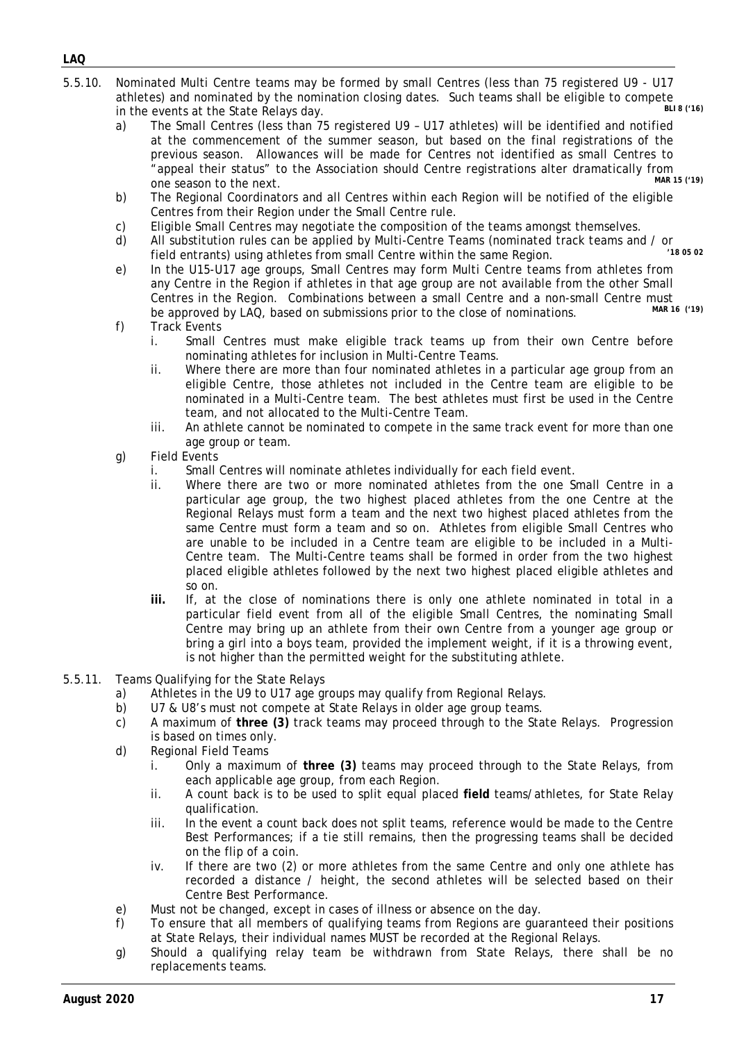5.5.10. Nominated Multi Centre teams may be formed by small Centres (less than 75 registered U9 - U17 athletes) and nominated by the nomination closing dates. Such teams shall be eligible to compete in the events at the State Relays day. **BLI 8 ('16)**

a) The Small Centres (less than 75 registered U9 – U17 athletes) will be identified and notified at the commencement of the summer season, but based on the final registrations of the previous season. Allowances will be made for Centres not identified as small Centres to "appeal their status" to the Association should Centre registrations alter dramatically from one season to the next. **MAR 15 ('19)**

b) The Regional Coordinators and all Centres within each Region will be notified of the eligible Centres from their Region under the Small Centre rule.

c) Eligible Small Centres may negotiate the composition of the teams amongst themselves.

d) All substitution rules can be applied by Multi-Centre Teams (nominated track teams and / or field entrants) using athletes from small Centre within the same Region. **'18 05 02**

e) In the U15-U17 age groups, Small Centres may form Multi Centre teams from athletes from any Centre in the Region if athletes in that age group are not available from the other Small Centres in the Region. Combinations between a small Centre and a non-small Centre must be approved by LAQ, based on submissions prior to the close of nominations. **MAR 16 ('19)**

f) Track Events
   - i. Small Centres must make eligible track teams up from their own Centre before nominating athletes for inclusion in Multi-Centre Teams.
   - ii. Where there are more than four nominated athletes in a particular age group from an eligible Centre, those athletes not included in the Centre team are eligible to be nominated in a Multi-Centre team. The best athletes must first be used in the Centre team, and not allocated to the Multi-Centre Team.
   - iii. An athlete cannot be nominated to compete in the same track event for more than one age group or team.

g) Field Events
   - i. Small Centres will nominate athletes individually for each field event.
   - ii. Where there are two or more nominated athletes from the one Small Centre in a particular age group, the two highest placed athletes from the one Centre at the Regional Relays must form a team and the next two highest placed athletes from the same Centre must form a team and so on. Athletes from eligible Small Centres who are unable to be included in a Centre team are eligible to be included in a Multi-Centre team. The Multi-Centre teams shall be formed in order from the two highest placed eligible athletes followed by the next two highest placed eligible athletes and so on.
   - **iii.** If, at the close of nominations there is only one athlete nominated in total in a particular field event from all of the eligible Small Centres, the nominating Small Centre may bring up an athlete from their own Centre from a younger age group or bring a girl into a boys team, provided the implement weight, if it is a throwing event, is not higher than the permitted weight for the substituting athlete.

5.5.11. Teams Qualifying for the State Relays

a) Athletes in the U9 to U17 age groups may qualify from Regional Relays.

b) U7 & U8's must not compete at State Relays in older age group teams.

c) A maximum of **three (3)** track teams may proceed through to the State Relays. Progression is based on times only.

d) Regional Field Teams
   - i. Only a maximum of **three (3)** teams may proceed through to the State Relays, from each applicable age group, from each Region.
   - ii. A count back is to be used to split equal placed **field** teams/athletes, for State Relay qualification.
   - iii. In the event a count back does not split teams, reference would be made to the Centre Best Performances; if a tie still remains, then the progressing teams shall be decided on the flip of a coin.
   - iv. If there are two (2) or more athletes from the same Centre and only one athlete has recorded a distance / height, the second athletes will be selected based on their Centre Best Performance.

e) Must not be changed, except in cases of illness or absence on the day.

f) To ensure that all members of qualifying teams from Regions are guaranteed their positions at State Relays, their individual names MUST be recorded at the Regional Relays.

g) Should a qualifying relay team be withdrawn from State Relays, there shall be no replacements teams.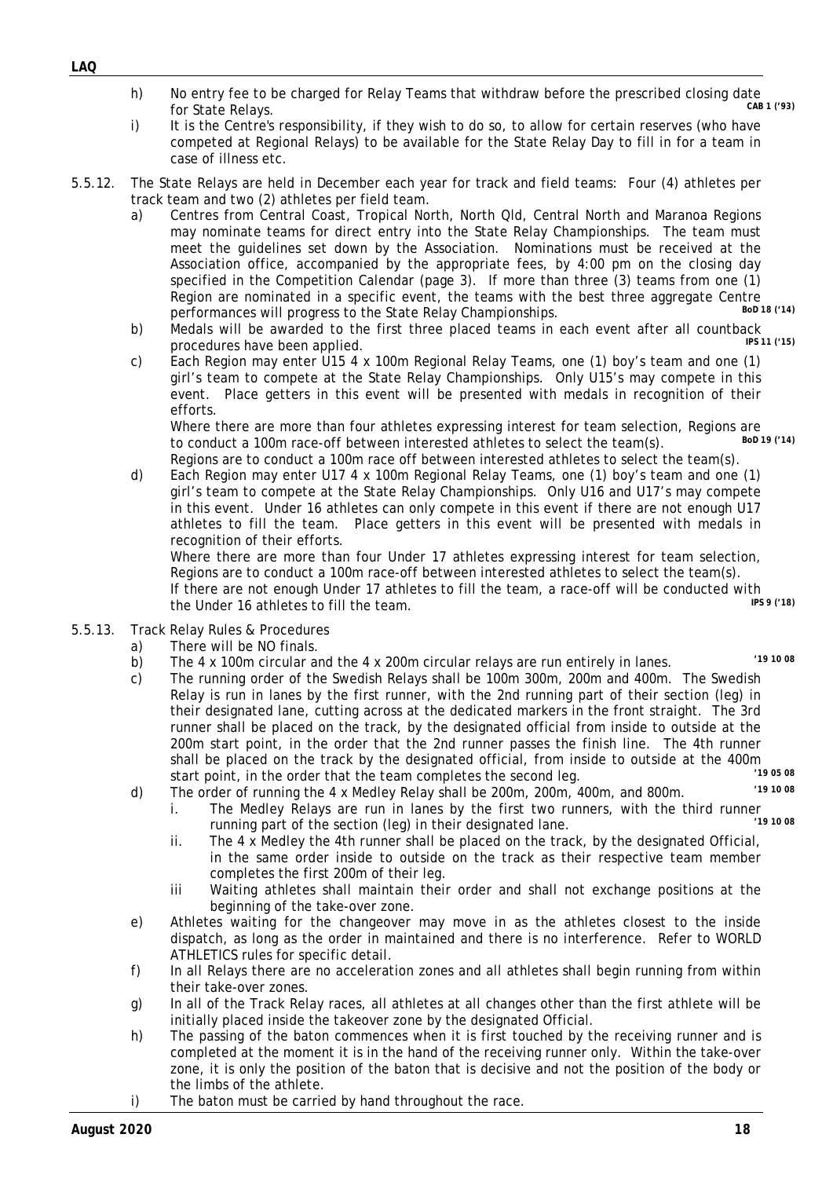h) No entry fee to be charged for Relay Teams that withdraw before the prescribed closing date for State Relays. **CAB 1 ('93)**

i) It is the Centre's responsibility, if they wish to do so, to allow for certain reserves (who have competed at Regional Relays) to be available for the State Relay Day to fill in for a team in case of illness etc.

5.5.12. The State Relays are held in December each year for track and field teams: Four (4) athletes per track team and two (2) athletes per field team.

a) Centres from Central Coast, Tropical North, North Qld, Central North and Maranoa Regions may nominate teams for direct entry into the State Relay Championships. The team must meet the guidelines set down by the Association. Nominations must be received at the Association office, accompanied by the appropriate fees, by 4:00 pm on the closing day specified in the Competition Calendar (page 3). If more than three (3) teams from one (1) Region are nominated in a specific event, the teams with the best three aggregate Centre performances will progress to the State Relay Championships. **BoD 18 ('14)**

b) Medals will be awarded to the first three placed teams in each event after all countback procedures have been applied. **IPS 11 ('15)**

c) Each Region may enter U15 4 x 100m Regional Relay Teams, one (1) boy's team and one (1) girl's team to compete at the State Relay Championships. Only U15's may compete in this event. Place getters in this event will be presented with medals in recognition of their efforts.
Where there are more than four athletes expressing interest for team selection, Regions are to conduct a 100m race-off between interested athletes to select the team(s). **BoD 19 ('14)**
Regions are to conduct a 100m race off between interested athletes to select the team(s).

d) Each Region may enter U17 4 x 100m Regional Relay Teams, one (1) boy's team and one (1) girl's team to compete at the State Relay Championships. Only U16 and U17's may compete in this event. Under 16 athletes can only compete in this event if there are not enough U17 athletes to fill the team. Place getters in this event will be presented with medals in recognition of their efforts.
Where there are more than four Under 17 athletes expressing interest for team selection, Regions are to conduct a 100m race-off between interested athletes to select the team(s).
If there are not enough Under 17 athletes to fill the team, a race-off will be conducted with the Under 16 athletes to fill the team. **IPS 9 ('18)**

5.5.13. Track Relay Rules & Procedures

a) There will be NO finals.

b) The 4 x 100m circular and the 4 x 200m circular relays are run entirely in lanes. **'19 10 08**

c) The running order of the Swedish Relays shall be 100m 300m, 200m and 400m. The Swedish Relay is run in lanes by the first runner, with the 2nd running part of their section (leg) in their designated lane, cutting across at the dedicated markers in the front straight. The 3rd runner shall be placed on the track, by the designated official from inside to outside at the 200m start point, in the order that the 2nd runner passes the finish line. The 4th runner shall be placed on the track by the designated official, from inside to outside at the 400m start point, in the order that the team completes the second leg. **'19 05 08**

d) The order of running the 4 x Medley Relay shall be 200m, 200m, 400m, and 800m. **'19 10 08**

i. The Medley Relays are run in lanes by the first two runners, with the third runner running part of the section (leg) in their designated lane. **'19 10 08**

ii. The 4 x Medley the 4th runner shall be placed on the track, by the designated Official, in the same order inside to outside on the track as their respective team member completes the first 200m of their leg.

iii Waiting athletes shall maintain their order and shall not exchange positions at the beginning of the take-over zone.

e) Athletes waiting for the changeover may move in as the athletes closest to the inside dispatch, as long as the order in maintained and there is no interference. Refer to WORLD ATHLETICS rules for specific detail.

f) In all Relays there are no acceleration zones and all athletes shall begin running from within their take-over zones.

g) In all of the Track Relay races, all athletes at all changes other than the first athlete will be initially placed inside the takeover zone by the designated Official.

h) The passing of the baton commences when it is first touched by the receiving runner and is completed at the moment it is in the hand of the receiving runner only. Within the take-over zone, it is only the position of the baton that is decisive and not the position of the body or the limbs of the athlete.

i) The baton must be carried by hand throughout the race.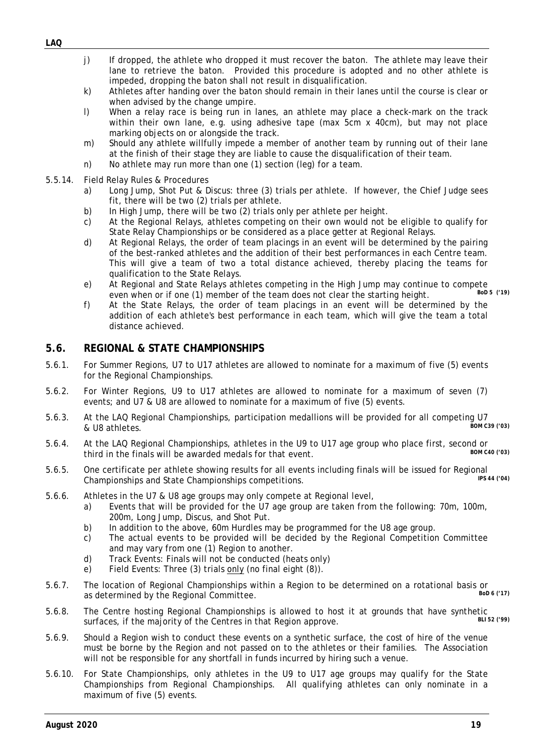j) If dropped, the athlete who dropped it must recover the baton. The athlete may leave their lane to retrieve the baton. Provided this procedure is adopted and no other athlete is impeded, dropping the baton shall not result in disqualification.

k) Athletes after handing over the baton should remain in their lanes until the course is clear or when advised by the change umpire.

l) When a relay race is being run in lanes, an athlete may place a check-mark on the track within their own lane, e.g. using adhesive tape (max 5cm x 40cm), but may not place marking objects on or alongside the track.

m) Should any athlete willfully impede a member of another team by running out of their lane at the finish of their stage they are liable to cause the disqualification of their team.

n) No athlete may run more than one (1) section (leg) for a team.

5.5.14. Field Relay Rules & Procedures

a) Long Jump, Shot Put & Discus: three (3) trials per athlete. If however, the Chief Judge sees fit, there will be two (2) trials per athlete.

b) In High Jump, there will be two (2) trials only per athlete per height.

c) At the Regional Relays, athletes competing on their own would not be eligible to qualify for State Relay Championships or be considered as a place getter at Regional Relays.

d) At Regional Relays, the order of team placings in an event will be determined by the pairing of the best-ranked athletes and the addition of their best performances in each Centre team. This will give a team of two a total distance achieved, thereby placing the teams for qualification to the State Relays.

e) At Regional and State Relays athletes competing in the High Jump may continue to compete even when or if one (1) member of the team does not clear the starting height. **BoD 5 ('19)**

f) At the State Relays, the order of team placings in an event will be determined by the addition of each athlete's best performance in each team, which will give the team a total distance achieved.

## 5.6. REGIONAL & STATE CHAMPIONSHIPS

5.6.1. For Summer Regions, U7 to U17 athletes are allowed to nominate for a maximum of five (5) events for the Regional Championships.

5.6.2. For Winter Regions, U9 to U17 athletes are allowed to nominate for a maximum of seven (7) events; and U7 & U8 are allowed to nominate for a maximum of five (5) events.

5.6.3. At the LAQ Regional Championships, participation medallions will be provided for all competing U7 & U8 athletes. **BOM C39 ('03)**

5.6.4. At the LAQ Regional Championships, athletes in the U9 to U17 age group who place first, second or third in the finals will be awarded medals for that event. **BOM C40 ('03)**

5.6.5. One certificate per athlete showing results for all events including finals will be issued for Regional Championships and State Championships competitions. **IPS 44 ('04)**

5.6.6. Athletes in the U7 & U8 age groups may only compete at Regional level,

a) Events that will be provided for the U7 age group are taken from the following: 70m, 100m, 200m, Long Jump, Discus, and Shot Put.

b) In addition to the above, 60m Hurdles may be programmed for the U8 age group.

c) The actual events to be provided will be decided by the Regional Competition Committee and may vary from one (1) Region to another.

d) Track Events: Finals will not be conducted (heats only)

e) Field Events: Three (3) trials only (no final eight (8)).

5.6.7. The location of Regional Championships within a Region to be determined on a rotational basis or as determined by the Regional Committee. **BoD 6 ('17)**

5.6.8. The Centre hosting Regional Championships is allowed to host it at grounds that have synthetic surfaces, if the majority of the Centres in that Region approve. **BLI 52 ('99)**

5.6.9. Should a Region wish to conduct these events on a synthetic surface, the cost of hire of the venue must be borne by the Region and not passed on to the athletes or their families. The Association will not be responsible for any shortfall in funds incurred by hiring such a venue.

5.6.10. For State Championships, only athletes in the U9 to U17 age groups may qualify for the State Championships from Regional Championships. All qualifying athletes can only nominate in a maximum of five (5) events.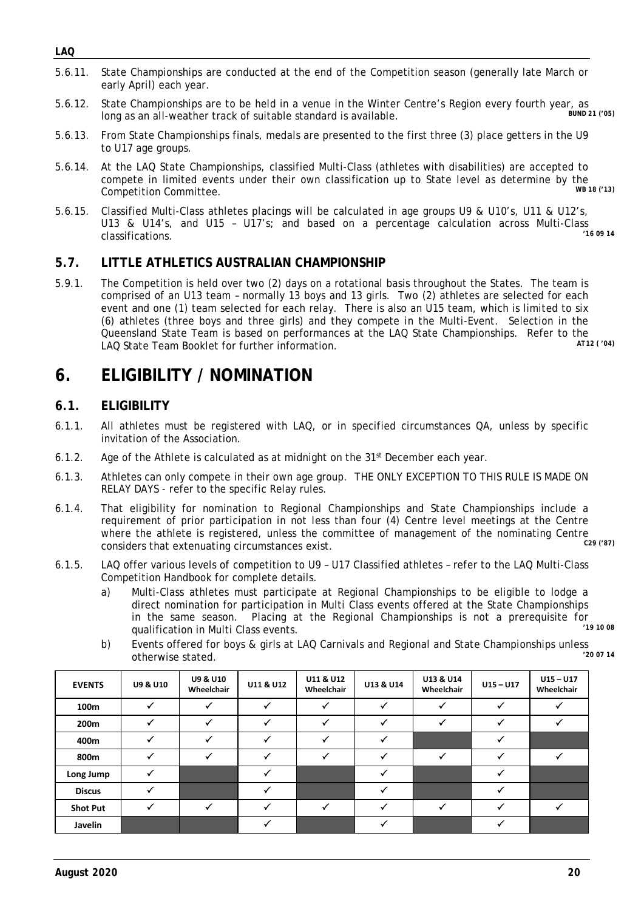- 5.6.11. State Championships are conducted at the end of the Competition season (generally late March or early April) each year.
- 5.6.12. State Championships are to be held in a venue in the Winter Centre's Region every fourth year, as long as an all-weather track of suitable standard is available. BUND 21 ('05)
- 5.6.13. From State Championships finals, medals are presented to the first three (3) place getters in the U9 to U17 age groups.
- 5.6.14. At the LAQ State Championships, classified Multi-Class (athletes with disabilities) are accepted to compete in limited events under their own classification up to State level as determine by the Competition Committee. WB 18 ('13)
- 5.6.15. Classified Multi-Class athletes placings will be calculated in age groups U9 & U10's, U11 & U12's, U13 & U14's, and U15 – U17's; and based on a percentage calculation across Multi-Class classifications. '16 09 14

## 5.7. LITTLE ATHLETICS AUSTRALIAN CHAMPIONSHIP

- 5.9.1. The Competition is held over two (2) days on a rotational basis throughout the States. The team is comprised of an U13 team – normally 13 boys and 13 girls. Two (2) athletes are selected for each event and one (1) team selected for each relay. There is also an U15 team, which is limited to six (6) athletes (three boys and three girls) and they compete in the Multi-Event. Selection in the Queensland State Team is based on performances at the LAQ State Championships. Refer to the LAQ State Team Booklet for further information. AT12 ( '04)

# 6. ELIGIBILITY / NOMINATION

## 6.1. ELIGIBILITY

- 6.1.1. All athletes must be registered with LAQ, or in specified circumstances QA, unless by specific invitation of the Association.
- 6.1.2. Age of the Athlete is calculated as at midnight on the 31st December each year.
- 6.1.3. Athletes can only compete in their own age group. THE ONLY EXCEPTION TO THIS RULE IS MADE ON RELAY DAYS - refer to the specific Relay rules.
- 6.1.4. That eligibility for nomination to Regional Championships and State Championships include a requirement of prior participation in not less than four (4) Centre level meetings at the Centre where the athlete is registered, unless the committee of management of the nominating Centre considers that extenuating circumstances exist. C29 ('87)
- 6.1.5. LAQ offer various levels of competition to U9 – U17 Classified athletes – refer to the LAQ Multi-Class Competition Handbook for complete details.
  - a) Multi-Class athletes must participate at Regional Championships to be eligible to lodge a direct nomination for participation in Multi Class events offered at the State Championships in the same season. Placing at the Regional Championships is not a prerequisite for qualification in Multi Class events. '19 10 08
  - b) Events offered for boys & girls at LAQ Carnivals and Regional and State Championships unless otherwise stated. '20 07 14

| EVENTS | U9 & U10 | U9 & U10 Wheelchair | U11 & U12 | U11 & U12 Wheelchair | U13 & U14 | U13 & U14 Wheelchair | U15 – U17 | U15 – U17 Wheelchair |
|---|---|---|---|---|---|---|---|---|
| 100m | ✓ | ✓ | ✓ | ✓ | ✓ | ✓ | ✓ | ✓ |
| 200m | ✓ | ✓ | ✓ | ✓ | ✓ | ✓ | ✓ | ✓ |
| 400m | ✓ | ✓ | ✓ | ✓ | ✓ | | ✓ | |
| 800m | ✓ | ✓ | ✓ | ✓ | ✓ | ✓ | ✓ | ✓ |
| Long Jump | ✓ | | ✓ | | ✓ | | ✓ | |
| Discus | ✓ | | ✓ | | ✓ | | ✓ | |
| Shot Put | ✓ | ✓ | ✓ | ✓ | ✓ | ✓ | ✓ | ✓ |
| Javelin | | | ✓ | | ✓ | | ✓ | |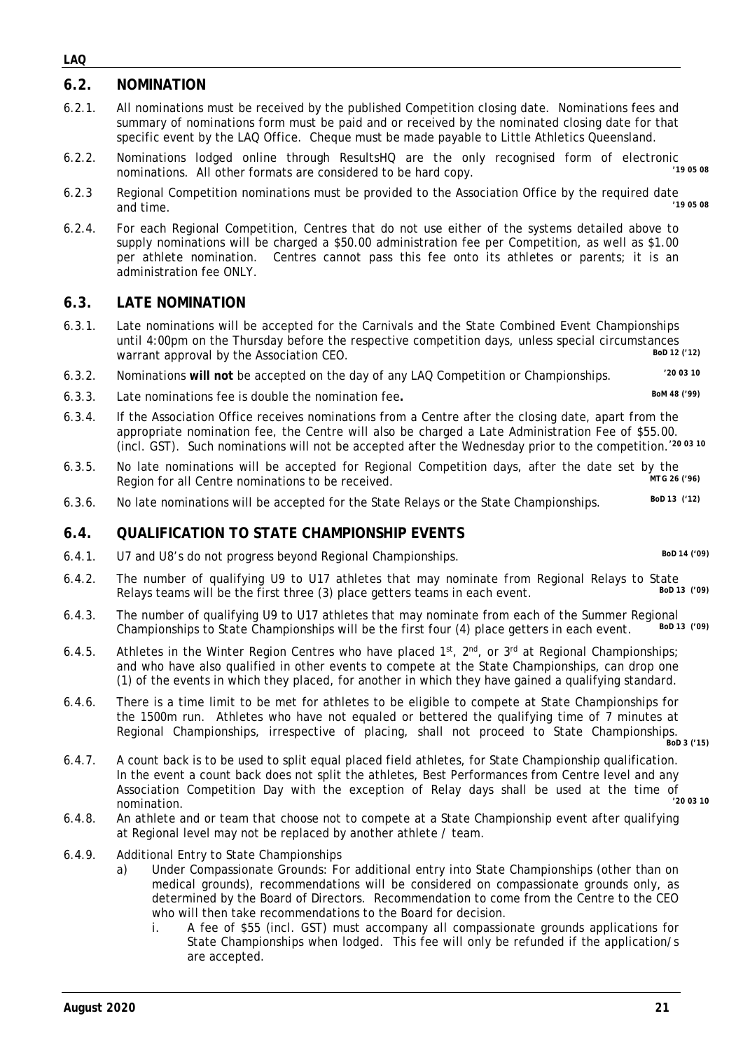## 6.2. NOMINATION

6.2.1. All nominations must be received by the published Competition closing date. Nominations fees and summary of nominations form must be paid and or received by the nominated closing date for that specific event by the LAQ Office. Cheque must be made payable to Little Athletics Queensland.

6.2.2. Nominations lodged online through ResultsHQ are the only recognised form of electronic nominations. All other formats are considered to be hard copy. **'19 05 08**

6.2.3 Regional Competition nominations must be provided to the Association Office by the required date and time. **'19 05 08**

6.2.4. For each Regional Competition, Centres that do not use either of the systems detailed above to supply nominations will be charged a $50.00 administration fee per Competition, as well as $1.00 per athlete nomination. Centres cannot pass this fee onto its athletes or parents; it is an administration fee ONLY.

## 6.3. LATE NOMINATION

6.3.1. Late nominations will be accepted for the Carnivals and the State Combined Event Championships until 4:00pm on the Thursday before the respective competition days, unless special circumstances warrant approval by the Association CEO. **BoD 12 ('12)**

6.3.2. Nominations **will not** be accepted on the day of any LAQ Competition or Championships. **'20 03 10**

6.3.3. Late nominations fee is double the nomination fee**.** **BoM 48 ('99)**

6.3.4. If the Association Office receives nominations from a Centre after the closing date, apart from the appropriate nomination fee, the Centre will also be charged a Late Administration Fee of $55.00. (incl. GST). Such nominations will not be accepted after the Wednesday prior to the competition. **'20 03 10**

6.3.5. No late nominations will be accepted for Regional Competition days, after the date set by the Region for all Centre nominations to be received. **MTG 26 ('96)**

6.3.6. No late nominations will be accepted for the State Relays or the State Championships. **BoD 13 ('12)**

## 6.4. QUALIFICATION TO STATE CHAMPIONSHIP EVENTS

6.4.1. U7 and U8's do not progress beyond Regional Championships. **BoD 14 ('09)**

6.4.2. The number of qualifying U9 to U17 athletes that may nominate from Regional Relays to State Relays teams will be the first three (3) place getters teams in each event. **BoD 13 ('09)**

6.4.3. The number of qualifying U9 to U17 athletes that may nominate from each of the Summer Regional Championships to State Championships will be the first four (4) place getters in each event. **BoD 13 ('09)**

6.4.5. Athletes in the Winter Region Centres who have placed 1st, 2nd, or 3rd at Regional Championships; and who have also qualified in other events to compete at the State Championships, can drop one (1) of the events in which they placed, for another in which they have gained a qualifying standard.

6.4.6. There is a time limit to be met for athletes to be eligible to compete at State Championships for the 1500m run. Athletes who have not equaled or bettered the qualifying time of 7 minutes at Regional Championships, irrespective of placing, shall not proceed to State Championships. **BoD 3 ('15)**

6.4.7. A count back is to be used to split equal placed field athletes, for State Championship qualification. In the event a count back does not split the athletes, Best Performances from Centre level and any Association Competition Day with the exception of Relay days shall be used at the time of nomination. **'20 03 10**

6.4.8. An athlete and or team that choose not to compete at a State Championship event after qualifying at Regional level may not be replaced by another athlete / team.

6.4.9. Additional Entry to State Championships

a) Under Compassionate Grounds: For additional entry into State Championships (other than on medical grounds), recommendations will be considered on compassionate grounds only, as determined by the Board of Directors. Recommendation to come from the Centre to the CEO who will then take recommendations to the Board for decision.

i. A fee of $55 (incl. GST) must accompany all compassionate grounds applications for State Championships when lodged. This fee will only be refunded if the application/s are accepted.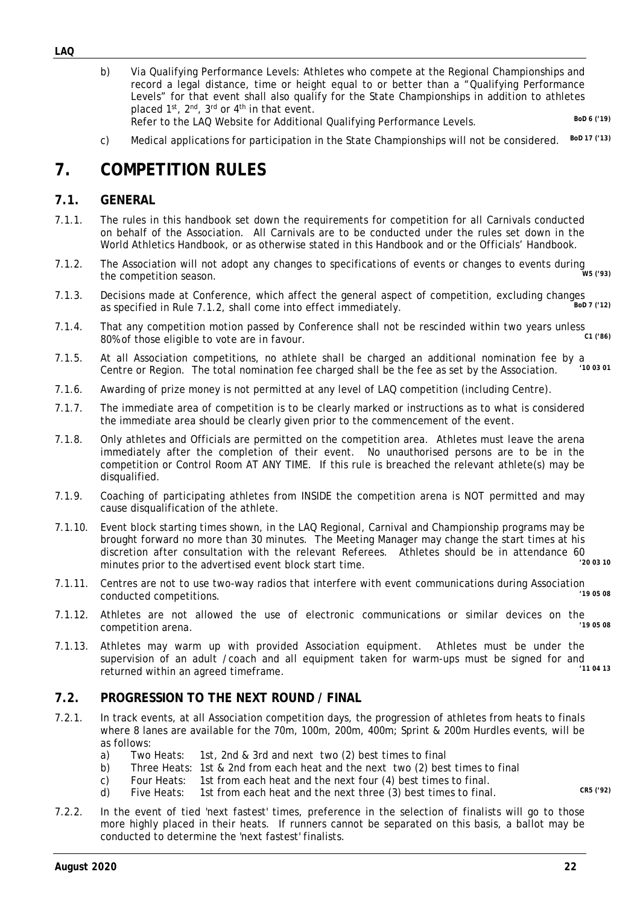b) Via Qualifying Performance Levels: Athletes who compete at the Regional Championships and record a legal distance, time or height equal to or better than a "Qualifying Performance Levels" for that event shall also qualify for the State Championships in addition to athletes placed 1st, 2nd, 3rd or 4th in that event.
Refer to the LAQ Website for Additional Qualifying Performance Levels. **BoD 6 ('19)**

c) Medical applications for participation in the State Championships will not be considered. **BoD 17 ('13)**

# 7. COMPETITION RULES

## 7.1. GENERAL

7.1.1. The rules in this handbook set down the requirements for competition for all Carnivals conducted on behalf of the Association. All Carnivals are to be conducted under the rules set down in the World Athletics Handbook, or as otherwise stated in this Handbook and or the Officials' Handbook.

7.1.2. The Association will not adopt any changes to specifications of events or changes to events during the competition season. **W5 ('93)**

7.1.3. Decisions made at Conference, which affect the general aspect of competition, excluding changes as specified in Rule 7.1.2, shall come into effect immediately. **BoD 7 ('12)**

7.1.4. That any competition motion passed by Conference shall not be rescinded within two years unless 80% of those eligible to vote are in favour. **C1 ('86)**

7.1.5. At all Association competitions, no athlete shall be charged an additional nomination fee by a Centre or Region. The total nomination fee charged shall be the fee as set by the Association. **'10 03 01**

7.1.6. Awarding of prize money is not permitted at any level of LAQ competition (including Centre).

7.1.7. The immediate area of competition is to be clearly marked or instructions as to what is considered the immediate area should be clearly given prior to the commencement of the event.

7.1.8. Only athletes and Officials are permitted on the competition area. Athletes must leave the arena immediately after the completion of their event. No unauthorised persons are to be in the competition or Control Room AT ANY TIME. If this rule is breached the relevant athlete(s) may be disqualified.

7.1.9. Coaching of participating athletes from INSIDE the competition arena is NOT permitted and may cause disqualification of the athlete.

7.1.10. Event block starting times shown, in the LAQ Regional, Carnival and Championship programs may be brought forward no more than 30 minutes. The Meeting Manager may change the start times at his discretion after consultation with the relevant Referees. Athletes should be in attendance 60 minutes prior to the advertised event block start time. **'20 03 10**

7.1.11. Centres are not to use two-way radios that interfere with event communications during Association conducted competitions. **'19 05 08**

7.1.12. Athletes are not allowed the use of electronic communications or similar devices on the competition arena. **'19 05 08**

7.1.13. Athletes may warm up with provided Association equipment. Athletes must be under the supervision of an adult / coach and all equipment taken for warm-ups must be signed for and returned within an agreed timeframe. **'11 04 13**

## 7.2. PROGRESSION TO THE NEXT ROUND / FINAL

7.2.1. In track events, at all Association competition days, the progression of athletes from heats to finals where 8 lanes are available for the 70m, 100m, 200m, 400m; Sprint & 200m Hurdles events, will be as follows:

a) Two Heats: 1st, 2nd & 3rd and next two (2) best times to final
b) Three Heats: 1st & 2nd from each heat and the next two (2) best times to final
c) Four Heats: 1st from each heat and the next four (4) best times to final.
d) Five Heats: 1st from each heat and the next three (3) best times to final. **CR5 ('92)**

7.2.2. In the event of tied 'next fastest' times, preference in the selection of finalists will go to those more highly placed in their heats. If runners cannot be separated on this basis, a ballot may be conducted to determine the 'next fastest' finalists.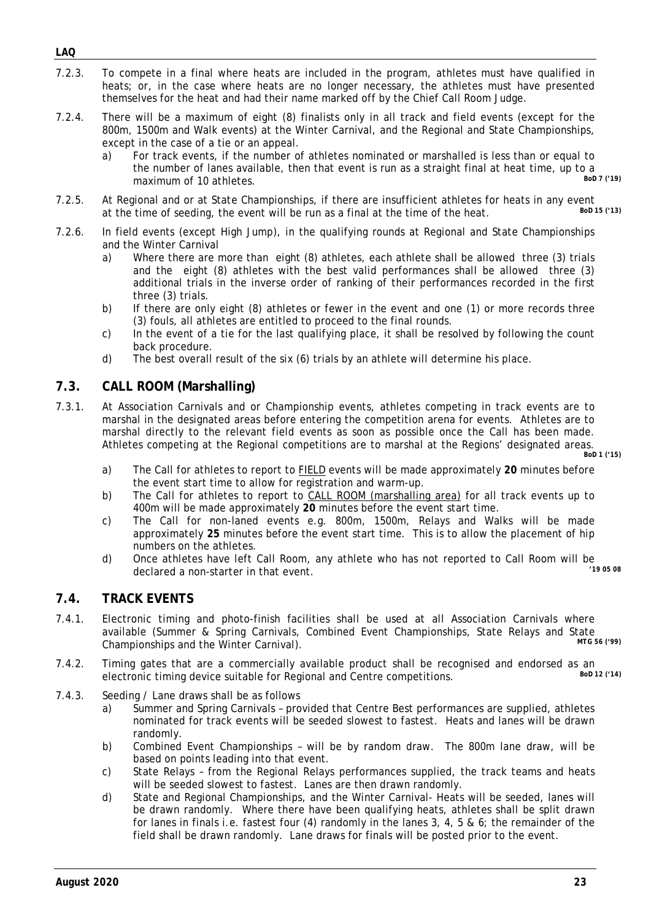7.2.3. To compete in a final where heats are included in the program, athletes must have qualified in heats; or, in the case where heats are no longer necessary, the athletes must have presented themselves for the heat and had their name marked off by the Chief Call Room Judge.

7.2.4. There will be a maximum of eight (8) finalists only in all track and field events (except for the 800m, 1500m and Walk events) at the Winter Carnival, and the Regional and State Championships, except in the case of a tie or an appeal.

- a) For track events, if the number of athletes nominated or marshalled is less than or equal to the number of lanes available, then that event is run as a straight final at heat time, up to a maximum of 10 athletes. **BoD 7 ('19)**

7.2.5. At Regional and or at State Championships, if there are insufficient athletes for heats in any event at the time of seeding, the event will be run as a final at the time of the heat. **BoD 15 ('13)**

7.2.6. In field events (except High Jump), in the qualifying rounds at Regional and State Championships and the Winter Carnival

- a) Where there are more than eight (8) athletes, each athlete shall be allowed three (3) trials and the eight (8) athletes with the best valid performances shall be allowed three (3) additional trials in the inverse order of ranking of their performances recorded in the first three (3) trials.
- b) If there are only eight (8) athletes or fewer in the event and one (1) or more records three (3) fouls, all athletes are entitled to proceed to the final rounds.
- c) In the event of a tie for the last qualifying place, it shall be resolved by following the count back procedure.
- d) The best overall result of the six (6) trials by an athlete will determine his place.

## 7.3. CALL ROOM (Marshalling)

7.3.1. At Association Carnivals and or Championship events, athletes competing in track events are to marshal in the designated areas before entering the competition arena for events. Athletes are to marshal directly to the relevant field events as soon as possible once the Call has been made. Athletes competing at the Regional competitions are to marshal at the Regions' designated areas. **BoD 1 ('15)**

- a) The Call for athletes to report to FIELD events will be made approximately **20** minutes before the event start time to allow for registration and warm-up.
- b) The Call for athletes to report to CALL ROOM (marshalling area) for all track events up to 400m will be made approximately **20** minutes before the event start time.
- c) The Call for non-laned events e.g. 800m, 1500m, Relays and Walks will be made approximately **25** minutes before the event start time. This is to allow the placement of hip numbers on the athletes.
- d) Once athletes have left Call Room, any athlete who has not reported to Call Room will be declared a non-starter in that event. **'19 05 08**

## 7.4. TRACK EVENTS

7.4.1. Electronic timing and photo-finish facilities shall be used at all Association Carnivals where available (Summer & Spring Carnivals, Combined Event Championships, State Relays and State Championships and the Winter Carnival). **MTG 56 ('99)**

7.4.2. Timing gates that are a commercially available product shall be recognised and endorsed as an electronic timing device suitable for Regional and Centre competitions. **BoD 12 ('14)**

7.4.3. Seeding / Lane draws shall be as follows

- a) Summer and Spring Carnivals – provided that Centre Best performances are supplied, athletes nominated for track events will be seeded slowest to fastest. Heats and lanes will be drawn randomly.
- b) Combined Event Championships – will be by random draw. The 800m lane draw, will be based on points leading into that event.
- c) State Relays – from the Regional Relays performances supplied, the track teams and heats will be seeded slowest to fastest. Lanes are then drawn randomly.
- d) State and Regional Championships, and the Winter Carnival- Heats will be seeded, lanes will be drawn randomly. Where there have been qualifying heats, athletes shall be split drawn for lanes in finals i.e. fastest four (4) randomly in the lanes 3, 4, 5 & 6; the remainder of the field shall be drawn randomly. Lane draws for finals will be posted prior to the event.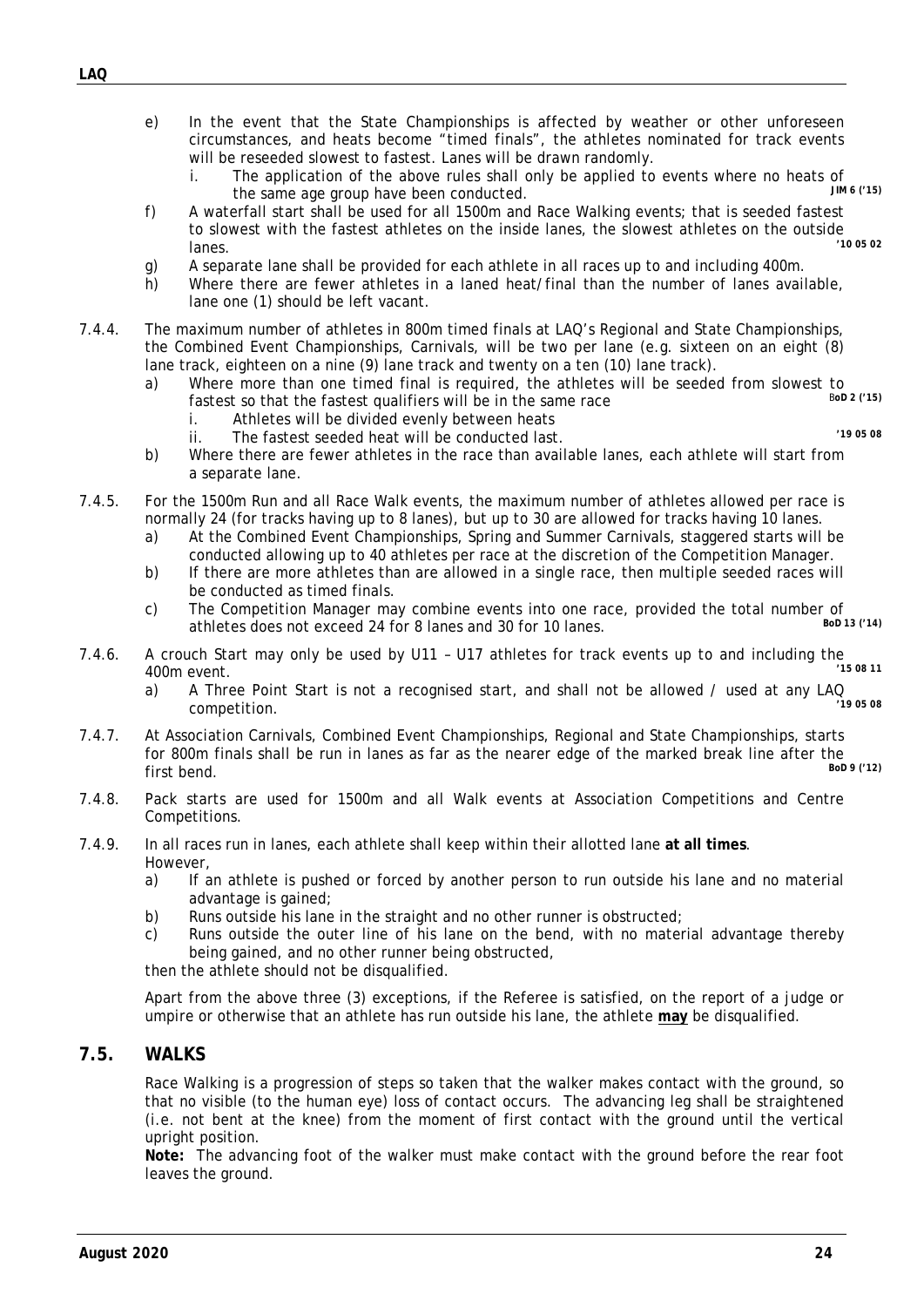e) In the event that the State Championships is affected by weather or other unforeseen circumstances, and heats become "timed finals", the athletes nominated for track events will be reseeded slowest to fastest. Lanes will be drawn randomly.
   i. The application of the above rules shall only be applied to events where no heats of the same age group have been conducted. *JIM 6 ('15)*

f) A waterfall start shall be used for all 1500m and Race Walking events; that is seeded fastest to slowest with the fastest athletes on the inside lanes, the slowest athletes on the outside lanes. *'10 05 02*

g) A separate lane shall be provided for each athlete in all races up to and including 400m.

h) Where there are fewer athletes in a laned heat/final than the number of lanes available, lane one (1) should be left vacant.

7.4.4. The maximum number of athletes in 800m timed finals at LAQ's Regional and State Championships, the Combined Event Championships, Carnivals, will be two per lane (e.g. sixteen on an eight (8) lane track, eighteen on a nine (9) lane track and twenty on a ten (10) lane track).

a) Where more than one timed final is required, the athletes will be seeded from slowest to fastest so that the fastest qualifiers will be in the same race *BoD 2 ('15)*
   i. Athletes will be divided evenly between heats
   ii. The fastest seeded heat will be conducted last. *'19 05 08*

b) Where there are fewer athletes in the race than available lanes, each athlete will start from a separate lane.

7.4.5. For the 1500m Run and all Race Walk events, the maximum number of athletes allowed per race is normally 24 (for tracks having up to 8 lanes), but up to 30 are allowed for tracks having 10 lanes.

a) At the Combined Event Championships, Spring and Summer Carnivals, staggered starts will be conducted allowing up to 40 athletes per race at the discretion of the Competition Manager.

b) If there are more athletes than are allowed in a single race, then multiple seeded races will be conducted as timed finals.

c) The Competition Manager may combine events into one race, provided the total number of athletes does not exceed 24 for 8 lanes and 30 for 10 lanes. *BoD 13 ('14)*

7.4.6. A crouch Start may only be used by U11 – U17 athletes for track events up to and including the 400m event. *'15 08 11*

a) A Three Point Start is not a recognised start, and shall not be allowed / used at any LAQ competition. *'19 05 08*

7.4.7. At Association Carnivals, Combined Event Championships, Regional and State Championships, starts for 800m finals shall be run in lanes as far as the nearer edge of the marked break line after the first bend. *BoD 9 ('12)*

7.4.8. Pack starts are used for 1500m and all Walk events at Association Competitions and Centre Competitions.

7.4.9. In all races run in lanes, each athlete shall keep within their allotted lane **at all times**.
However,

a) If an athlete is pushed or forced by another person to run outside his lane and no material advantage is gained;

b) Runs outside his lane in the straight and no other runner is obstructed;

c) Runs outside the outer line of his lane on the bend, with no material advantage thereby being gained, and no other runner being obstructed,

then the athlete should not be disqualified.

Apart from the above three (3) exceptions, if the Referee is satisfied, on the report of a judge or umpire or otherwise that an athlete has run outside his lane, the athlete **may** be disqualified.

## 7.5. WALKS

Race Walking is a progression of steps so taken that the walker makes contact with the ground, so that no visible (to the human eye) loss of contact occurs. The advancing leg shall be straightened (i.e. not bent at the knee) from the moment of first contact with the ground until the vertical upright position.

**Note:** The advancing foot of the walker must make contact with the ground before the rear foot leaves the ground.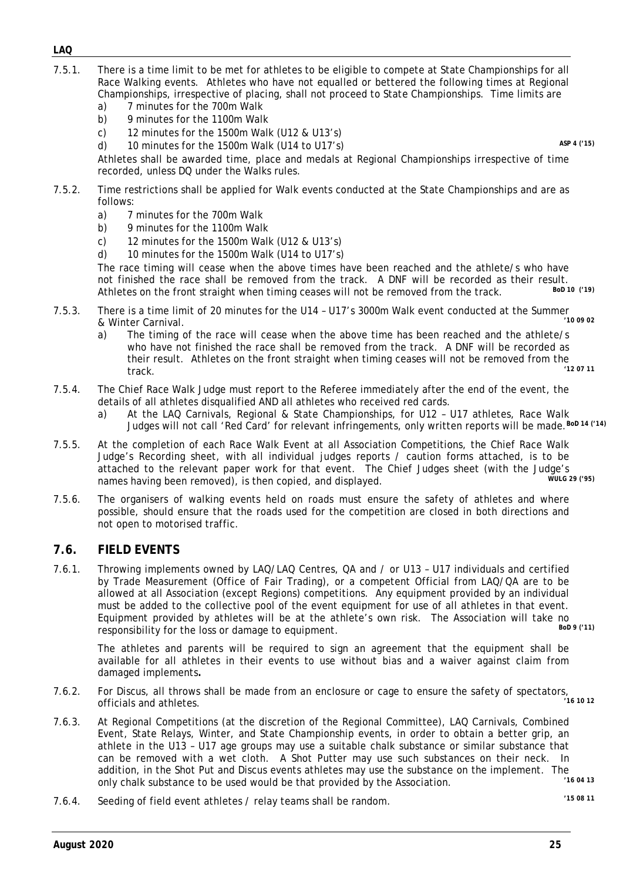7.5.1. There is a time limit to be met for athletes to be eligible to compete at State Championships for all Race Walking events. Athletes who have not equalled or bettered the following times at Regional Championships, irrespective of placing, shall not proceed to State Championships. Time limits are

a) 7 minutes for the 700m Walk
b) 9 minutes for the 1100m Walk
c) 12 minutes for the 1500m Walk (U12 & U13's)
d) 10 minutes for the 1500m Walk (U14 to U17's) **ASP 4 ('15)**

Athletes shall be awarded time, place and medals at Regional Championships irrespective of time recorded, unless DQ under the Walks rules.

7.5.2. Time restrictions shall be applied for Walk events conducted at the State Championships and are as follows:

a) 7 minutes for the 700m Walk
b) 9 minutes for the 1100m Walk
c) 12 minutes for the 1500m Walk (U12 & U13's)
d) 10 minutes for the 1500m Walk (U14 to U17's)

The race timing will cease when the above times have been reached and the athlete/s who have not finished the race shall be removed from the track. A DNF will be recorded as their result. Athletes on the front straight when timing ceases will not be removed from the track. **BoD 10 ('19)**

7.5.3. There is a time limit of 20 minutes for the U14 – U17's 3000m Walk event conducted at the Summer & Winter Carnival. **'10 09 02**

a) The timing of the race will cease when the above time has been reached and the athlete/s who have not finished the race shall be removed from the track. A DNF will be recorded as their result. Athletes on the front straight when timing ceases will not be removed from the track. **'12 07 11**

7.5.4. The Chief Race Walk Judge must report to the Referee immediately after the end of the event, the details of all athletes disqualified AND all athletes who received red cards.

a) At the LAQ Carnivals, Regional & State Championships, for U12 – U17 athletes, Race Walk Judges will not call 'Red Card' for relevant infringements, only written reports will be made. **BoD 14 ('14)**

7.5.5. At the completion of each Race Walk Event at all Association Competitions, the Chief Race Walk Judge's Recording sheet, with all individual judges reports / caution forms attached, is to be attached to the relevant paper work for that event. The Chief Judges sheet (with the Judge's names having been removed), is then copied, and displayed. **WULG 29 ('95)**

7.5.6. The organisers of walking events held on roads must ensure the safety of athletes and where possible, should ensure that the roads used for the competition are closed in both directions and not open to motorised traffic.

## 7.6. FIELD EVENTS

7.6.1. Throwing implements owned by LAQ/LAQ Centres, QA and / or U13 – U17 individuals and certified by Trade Measurement (Office of Fair Trading), or a competent Official from LAQ/QA are to be allowed at all Association (except Regions) competitions. Any equipment provided by an individual must be added to the collective pool of the event equipment for use of all athletes in that event. Equipment provided by athletes will be at the athlete's own risk. The Association will take no responsibility for the loss or damage to equipment. **BoD 9 ('11)**

The athletes and parents will be required to sign an agreement that the equipment shall be available for all athletes in their events to use without bias and a waiver against claim from damaged implements**.**

7.6.2. For Discus, all throws shall be made from an enclosure or cage to ensure the safety of spectators, officials and athletes. **'16 10 12**

7.6.3. At Regional Competitions (at the discretion of the Regional Committee), LAQ Carnivals, Combined Event, State Relays, Winter, and State Championship events, in order to obtain a better grip, an athlete in the U13 – U17 age groups may use a suitable chalk substance or similar substance that can be removed with a wet cloth. A Shot Putter may use such substances on their neck. In addition, in the Shot Put and Discus events athletes may use the substance on the implement. The only chalk substance to be used would be that provided by the Association. **'16 04 13**

7.6.4. Seeding of field event athletes / relay teams shall be random. **'15 08 11**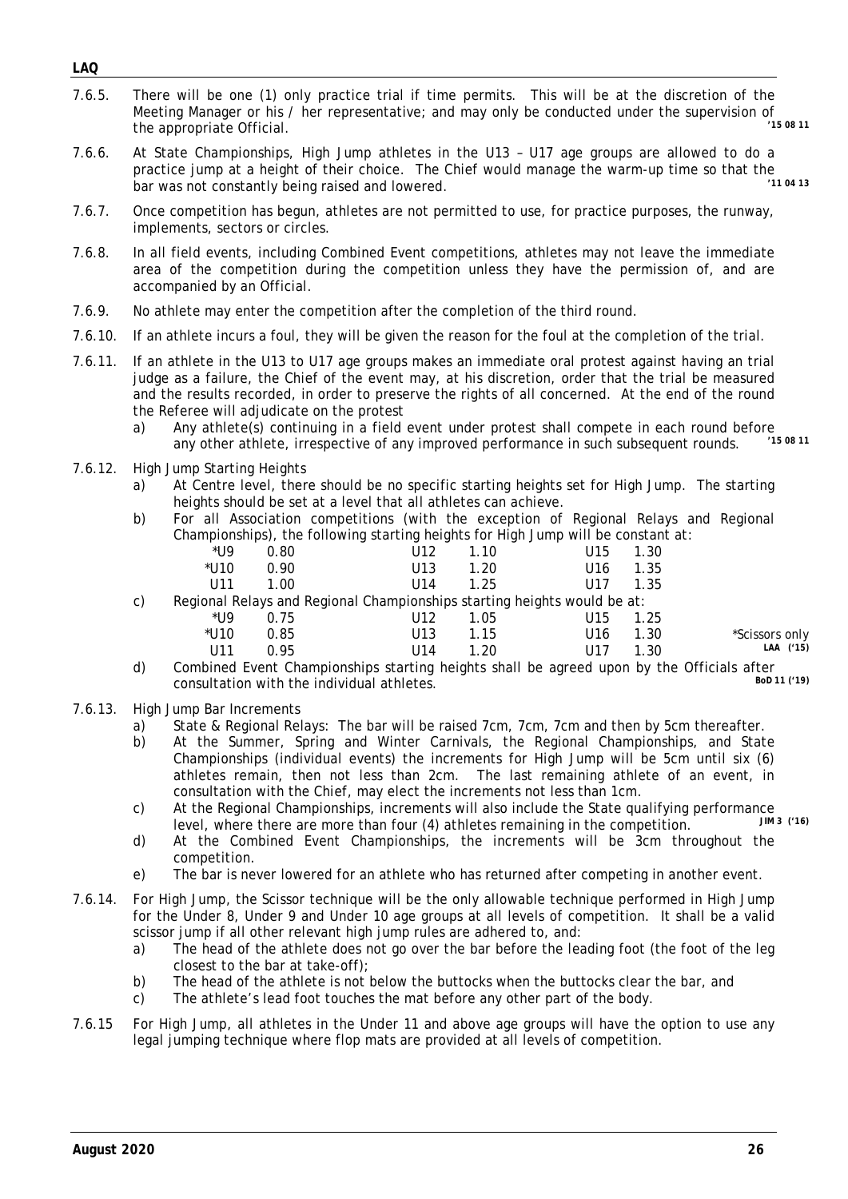7.6.5. There will be one (1) only practice trial if time permits. This will be at the discretion of the Meeting Manager or his / her representative; and may only be conducted under the supervision of the appropriate Official. **'15 08 11**

7.6.6. At State Championships, High Jump athletes in the U13 – U17 age groups are allowed to do a practice jump at a height of their choice. The Chief would manage the warm-up time so that the bar was not constantly being raised and lowered. **'11 04 13**

7.6.7. Once competition has begun, athletes are not permitted to use, for practice purposes, the runway, implements, sectors or circles.

7.6.8. In all field events, including Combined Event competitions, athletes may not leave the immediate area of the competition during the competition unless they have the permission of, and are accompanied by an Official.

7.6.9. No athlete may enter the competition after the completion of the third round.

7.6.10. If an athlete incurs a foul, they will be given the reason for the foul at the completion of the trial.

7.6.11. If an athlete in the U13 to U17 age groups makes an immediate oral protest against having an trial judge as a failure, the Chief of the event may, at his discretion, order that the trial be measured and the results recorded, in order to preserve the rights of all concerned. At the end of the round the Referee will adjudicate on the protest

- a) Any athlete(s) continuing in a field event under protest shall compete in each round before any other athlete, irrespective of any improved performance in such subsequent rounds. **'15 08 11**

7.6.12. High Jump Starting Heights

- a) At Centre level, there should be no specific starting heights set for High Jump. The starting heights should be set at a level that all athletes can achieve.
- b) For all Association competitions (with the exception of Regional Relays and Regional Championships), the following starting heights for High Jump will be constant at:

| | | | | | |
|---|---|---|---|---|---|
| *U9 | 0.80 | U12 | 1.10 | U15 | 1.30 |
| *U10 | 0.90 | U13 | 1.20 | U16 | 1.35 |
| U11 | 1.00 | U14 | 1.25 | U17 | 1.35 |

- c) Regional Relays and Regional Championships starting heights would be at:

| | | | | | |
|---|---|---|---|---|---|
| *U9 | 0.75 | U12 | 1.05 | U15 | 1.25 |
| *U10 | 0.85 | U13 | 1.15 | U16 | 1.30 |
| U11 | 0.95 | U14 | 1.20 | U17 | 1.30 |

*Scissors only **LAA ('15)**

- d) Combined Event Championships starting heights shall be agreed upon by the Officials after consultation with the individual athletes. **BoD 11 ('19)**

7.6.13. High Jump Bar Increments

- a) State & Regional Relays: The bar will be raised 7cm, 7cm, 7cm and then by 5cm thereafter.
- b) At the Summer, Spring and Winter Carnivals, the Regional Championships, and State Championships (individual events) the increments for High Jump will be 5cm until six (6) athletes remain, then not less than 2cm. The last remaining athlete of an event, in consultation with the Chief, may elect the increments not less than 1cm.
- c) At the Regional Championships, increments will also include the State qualifying performance level, where there are more than four (4) athletes remaining in the competition. **JIM 3 ('16)**
- d) At the Combined Event Championships, the increments will be 3cm throughout the competition.
- e) The bar is never lowered for an athlete who has returned after competing in another event.

7.6.14. For High Jump, the Scissor technique will be the only allowable technique performed in High Jump for the Under 8, Under 9 and Under 10 age groups at all levels of competition. It shall be a valid scissor jump if all other relevant high jump rules are adhered to, and:

- a) The head of the athlete does not go over the bar before the leading foot (the foot of the leg closest to the bar at take-off);
- b) The head of the athlete is not below the buttocks when the buttocks clear the bar, and
- c) The athlete's lead foot touches the mat before any other part of the body.

7.6.15 For High Jump, all athletes in the Under 11 and above age groups will have the option to use any legal jumping technique where flop mats are provided at all levels of competition.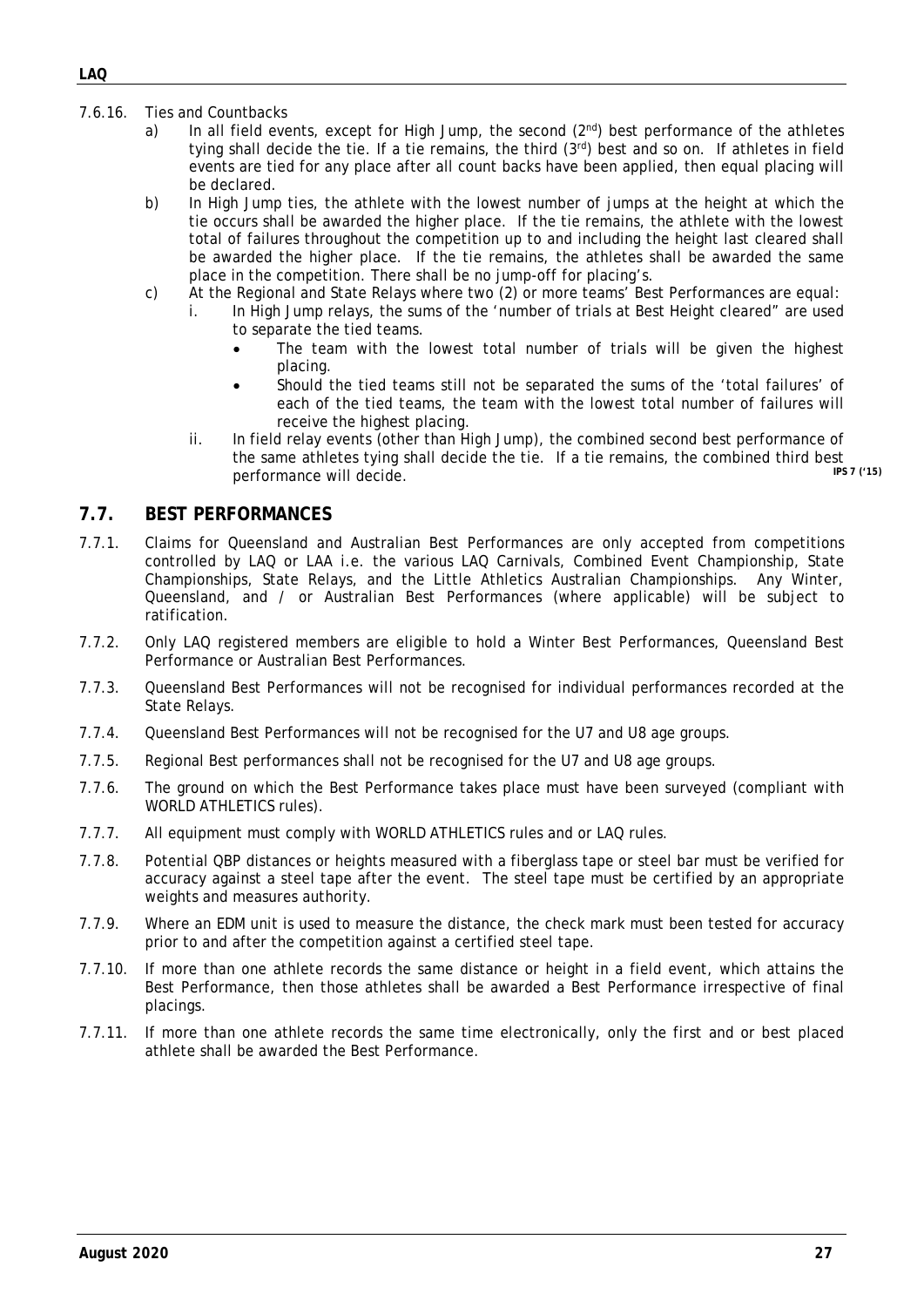7.6.16. Ties and Countbacks

a) In all field events, except for High Jump, the second (2nd) best performance of the athletes tying shall decide the tie. If a tie remains, the third (3rd) best and so on. If athletes in field events are tied for any place after all count backs have been applied, then equal placing will be declared.

b) In High Jump ties, the athlete with the lowest number of jumps at the height at which the tie occurs shall be awarded the higher place. If the tie remains, the athlete with the lowest total of failures throughout the competition up to and including the height last cleared shall be awarded the higher place. If the tie remains, the athletes shall be awarded the same place in the competition. There shall be no jump-off for placing's.

c) At the Regional and State Relays where two (2) or more teams' Best Performances are equal:

i. In High Jump relays, the sums of the 'number of trials at Best Height cleared" are used to separate the tied teams.
   - The team with the lowest total number of trials will be given the highest placing.
   - Should the tied teams still not be separated the sums of the 'total failures' of each of the tied teams, the team with the lowest total number of failures will receive the highest placing.

ii. In field relay events (other than High Jump), the combined second best performance of the same athletes tying shall decide the tie. If a tie remains, the combined third best performance will decide. **IPS 7 ('15)**

## 7.7. BEST PERFORMANCES

7.7.1. Claims for Queensland and Australian Best Performances are only accepted from competitions controlled by LAQ or LAA i.e. the various LAQ Carnivals, Combined Event Championship, State Championships, State Relays, and the Little Athletics Australian Championships. Any Winter, Queensland, and / or Australian Best Performances (where applicable) will be subject to ratification.

7.7.2. Only LAQ registered members are eligible to hold a Winter Best Performances, Queensland Best Performance or Australian Best Performances.

7.7.3. Queensland Best Performances will not be recognised for individual performances recorded at the State Relays.

7.7.4. Queensland Best Performances will not be recognised for the U7 and U8 age groups.

7.7.5. Regional Best performances shall not be recognised for the U7 and U8 age groups.

7.7.6. The ground on which the Best Performance takes place must have been surveyed (compliant with WORLD ATHLETICS rules).

7.7.7. All equipment must comply with WORLD ATHLETICS rules and or LAQ rules.

7.7.8. Potential QBP distances or heights measured with a fiberglass tape or steel bar must be verified for accuracy against a steel tape after the event. The steel tape must be certified by an appropriate weights and measures authority.

7.7.9. Where an EDM unit is used to measure the distance, the check mark must been tested for accuracy prior to and after the competition against a certified steel tape.

7.7.10. If more than one athlete records the same distance or height in a field event, which attains the Best Performance, then those athletes shall be awarded a Best Performance irrespective of final placings.

7.7.11. If more than one athlete records the same time electronically, only the first and or best placed athlete shall be awarded the Best Performance.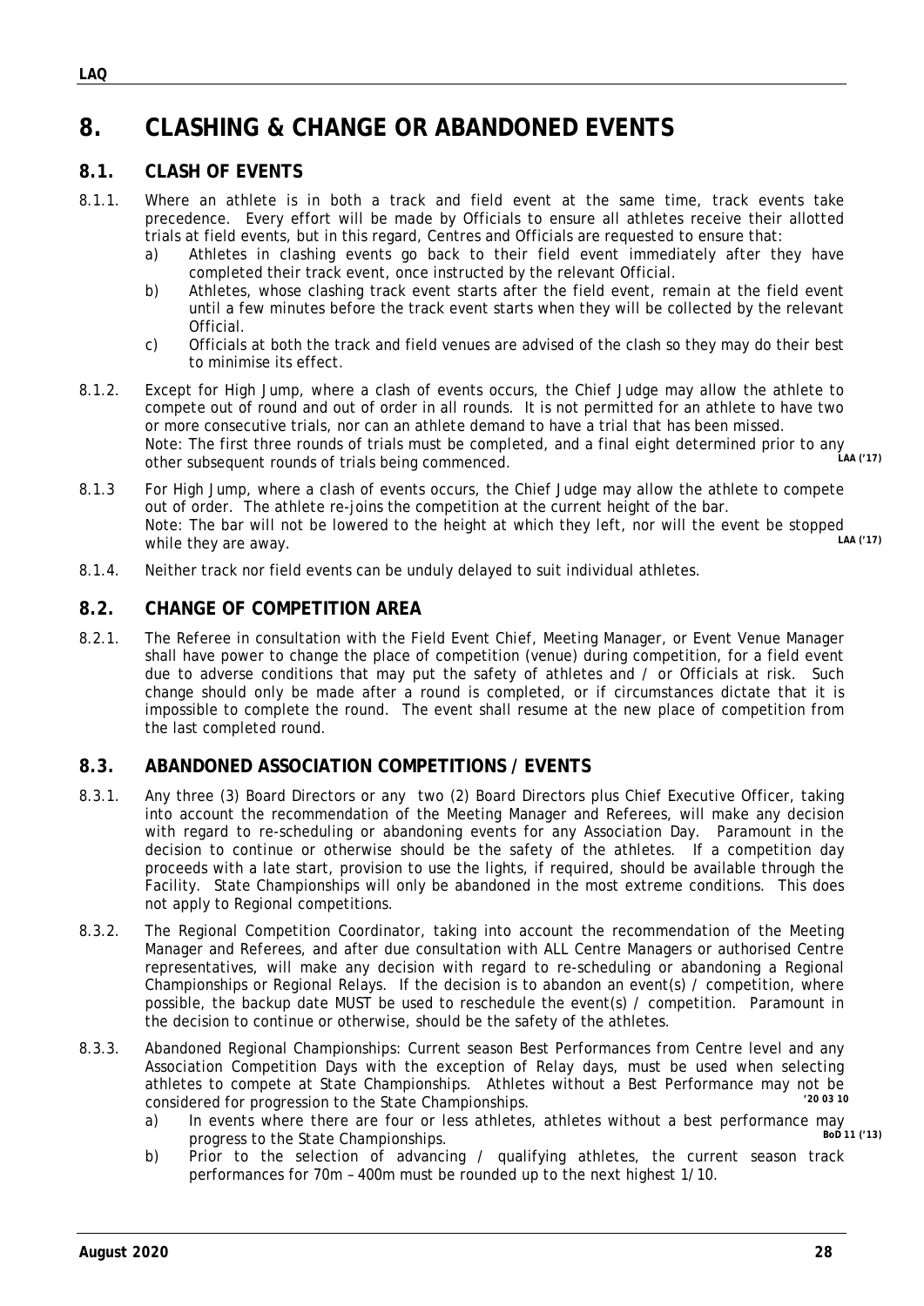# 8. CLASHING & CHANGE OR ABANDONED EVENTS

## 8.1. CLASH OF EVENTS

8.1.1. Where an athlete is in both a track and field event at the same time, track events take precedence. Every effort will be made by Officials to ensure all athletes receive their allotted trials at field events, but in this regard, Centres and Officials are requested to ensure that:

a) Athletes in clashing events go back to their field event immediately after they have completed their track event, once instructed by the relevant Official.

b) Athletes, whose clashing track event starts after the field event, remain at the field event until a few minutes before the track event starts when they will be collected by the relevant Official.

c) Officials at both the track and field venues are advised of the clash so they may do their best to minimise its effect.

8.1.2. Except for High Jump, where a clash of events occurs, the Chief Judge may allow the athlete to compete out of round and out of order in all rounds. It is not permitted for an athlete to have two or more consecutive trials, nor can an athlete demand to have a trial that has been missed.
Note: The first three rounds of trials must be completed, and a final eight determined prior to any other subsequent rounds of trials being commenced. **LAA ('17)**

8.1.3 For High Jump, where a clash of events occurs, the Chief Judge may allow the athlete to compete out of order. The athlete re-joins the competition at the current height of the bar.
Note: The bar will not be lowered to the height at which they left, nor will the event be stopped while they are away. **LAA ('17)**

8.1.4. Neither track nor field events can be unduly delayed to suit individual athletes.

## 8.2. CHANGE OF COMPETITION AREA

8.2.1. The Referee in consultation with the Field Event Chief, Meeting Manager, or Event Venue Manager shall have power to change the place of competition (venue) during competition, for a field event due to adverse conditions that may put the safety of athletes and / or Officials at risk. Such change should only be made after a round is completed, or if circumstances dictate that it is impossible to complete the round. The event shall resume at the new place of competition from the last completed round.

## 8.3. ABANDONED ASSOCIATION COMPETITIONS / EVENTS

8.3.1. Any three (3) Board Directors or any two (2) Board Directors plus Chief Executive Officer, taking into account the recommendation of the Meeting Manager and Referees, will make any decision with regard to re-scheduling or abandoning events for any Association Day. Paramount in the decision to continue or otherwise should be the safety of the athletes. If a competition day proceeds with a late start, provision to use the lights, if required, should be available through the Facility. State Championships will only be abandoned in the most extreme conditions. This does not apply to Regional competitions.

8.3.2. The Regional Competition Coordinator, taking into account the recommendation of the Meeting Manager and Referees, and after due consultation with ALL Centre Managers or authorised Centre representatives, will make any decision with regard to re-scheduling or abandoning a Regional Championships or Regional Relays. If the decision is to abandon an event(s) / competition, where possible, the backup date MUST be used to reschedule the event(s) / competition. Paramount in the decision to continue or otherwise, should be the safety of the athletes.

8.3.3. Abandoned Regional Championships: Current season Best Performances from Centre level and any Association Competition Days with the exception of Relay days, must be used when selecting athletes to compete at State Championships. Athletes without a Best Performance may not be considered for progression to the State Championships. **'20 03 10**

a) In events where there are four or less athletes, athletes without a best performance may progress to the State Championships. **BoD 11 ('13)**

b) Prior to the selection of advancing / qualifying athletes, the current season track performances for 70m – 400m must be rounded up to the next highest 1/10.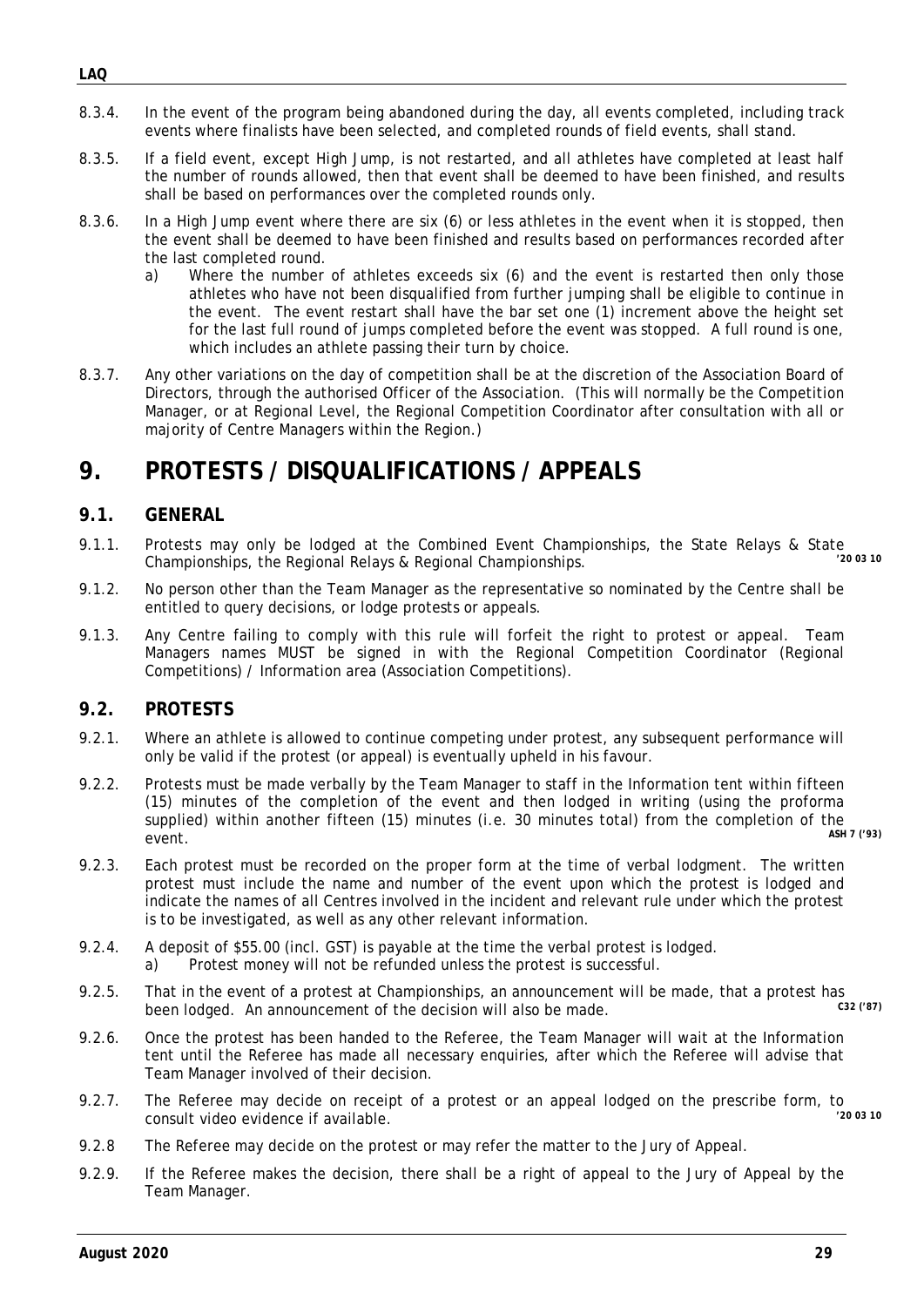8.3.4. In the event of the program being abandoned during the day, all events completed, including track events where finalists have been selected, and completed rounds of field events, shall stand.

8.3.5. If a field event, except High Jump, is not restarted, and all athletes have completed at least half the number of rounds allowed, then that event shall be deemed to have been finished, and results shall be based on performances over the completed rounds only.

8.3.6. In a High Jump event where there are six (6) or less athletes in the event when it is stopped, then the event shall be deemed to have been finished and results based on performances recorded after the last completed round.

a) Where the number of athletes exceeds six (6) and the event is restarted then only those athletes who have not been disqualified from further jumping shall be eligible to continue in the event. The event restart shall have the bar set one (1) increment above the height set for the last full round of jumps completed before the event was stopped. A full round is one, which includes an athlete passing their turn by choice.

8.3.7. Any other variations on the day of competition shall be at the discretion of the Association Board of Directors, through the authorised Officer of the Association. (This will normally be the Competition Manager, or at Regional Level, the Regional Competition Coordinator after consultation with all or majority of Centre Managers within the Region.)

# 9. PROTESTS / DISQUALIFICATIONS / APPEALS

## 9.1. GENERAL

9.1.1. Protests may only be lodged at the Combined Event Championships, the State Relays & State Championships, the Regional Relays & Regional Championships. *'20 03 10*

9.1.2. No person other than the Team Manager as the representative so nominated by the Centre shall be entitled to query decisions, or lodge protests or appeals.

9.1.3. Any Centre failing to comply with this rule will forfeit the right to protest or appeal. Team Managers names MUST be signed in with the Regional Competition Coordinator (Regional Competitions) / Information area (Association Competitions).

## 9.2. PROTESTS

9.2.1. Where an athlete is allowed to continue competing under protest, any subsequent performance will only be valid if the protest (or appeal) is eventually upheld in his favour.

9.2.2. Protests must be made verbally by the Team Manager to staff in the Information tent within fifteen (15) minutes of the completion of the event and then lodged in writing (using the proforma supplied) within another fifteen (15) minutes (i.e. 30 minutes total) from the completion of the event. *ASH 7 ('93)*

9.2.3. Each protest must be recorded on the proper form at the time of verbal lodgment. The written protest must include the name and number of the event upon which the protest is lodged and indicate the names of all Centres involved in the incident and relevant rule under which the protest is to be investigated, as well as any other relevant information.

9.2.4. A deposit of $55.00 (incl. GST) is payable at the time the verbal protest is lodged.

a) *Protest money will not be refunded unless the protest is successful.*

9.2.5. That in the event of a protest at Championships, an announcement will be made, that a protest has been lodged. An announcement of the decision will also be made. *C32 ('87)*

9.2.6. Once the protest has been handed to the Referee, the Team Manager will wait at the Information tent until the Referee has made all necessary enquiries, after which the Referee will advise that Team Manager involved of their decision.

9.2.7. The Referee may decide on receipt of a protest or an appeal lodged on the prescribe form, to consult video evidence if available. *'20 03 10*

9.2.8 *The Referee may decide on the protest or may refer the matter to the Jury of Appeal.*

9.2.9. If the Referee makes the decision, there shall be a right of appeal to the Jury of Appeal by the Team Manager.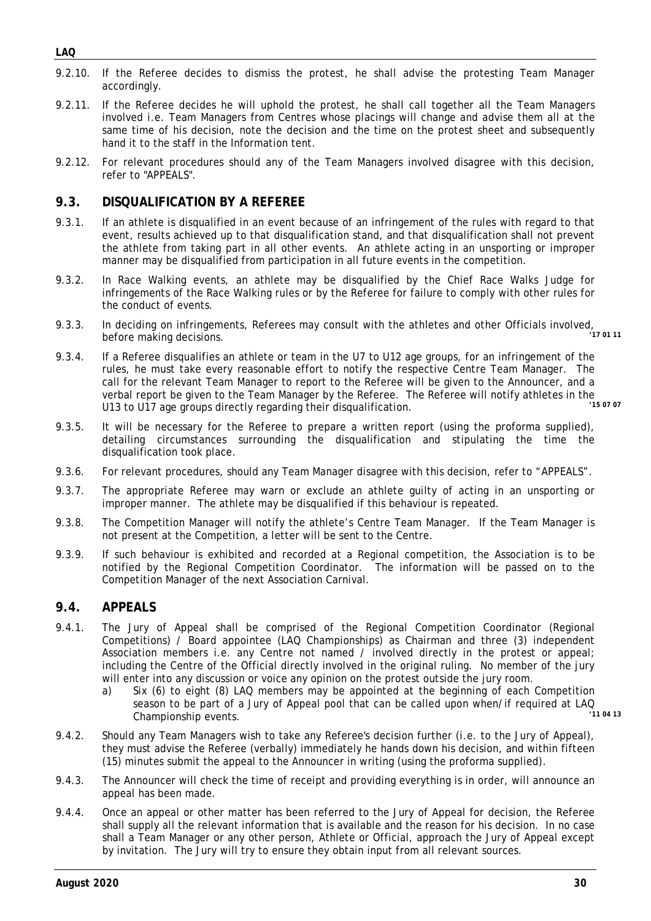9.2.10. If the Referee decides to dismiss the protest, he shall advise the protesting Team Manager accordingly.

9.2.11. If the Referee decides he will uphold the protest, he shall call together all the Team Managers involved i.e. Team Managers from Centres whose placings will change and advise them all at the same time of his decision, note the decision and the time on the protest sheet and subsequently hand it to the staff in the Information tent.

9.2.12. For relevant procedures should any of the Team Managers involved disagree with this decision, refer to "APPEALS".

## 9.3. DISQUALIFICATION BY A REFEREE

9.3.1. If an athlete is disqualified in an event because of an infringement of the rules with regard to that event, results achieved up to that disqualification stand, and that disqualification shall not prevent the athlete from taking part in all other events. An athlete acting in an unsporting or improper manner may be disqualified from participation in all future events in the competition.

9.3.2. In Race Walking events, an athlete may be disqualified by the Chief Race Walks Judge for infringements of the Race Walking rules or by the Referee for failure to comply with other rules for the conduct of events.

9.3.3. In deciding on infringements, Referees may consult with the athletes and other Officials involved, before making decisions. **'17 01 11**

9.3.4. If a Referee disqualifies an athlete or team in the U7 to U12 age groups, for an infringement of the rules, he must take every reasonable effort to notify the respective Centre Team Manager. The call for the relevant Team Manager to report to the Referee will be given to the Announcer, and a verbal report be given to the Team Manager by the Referee. The Referee will notify athletes in the U13 to U17 age groups directly regarding their disqualification. **'15 07 07**

9.3.5. It will be necessary for the Referee to prepare a written report (using the proforma supplied), detailing circumstances surrounding the disqualification and stipulating the time the disqualification took place.

9.3.6. For relevant procedures, should any Team Manager disagree with this decision, refer to "APPEALS".

9.3.7. The appropriate Referee may warn or exclude an athlete guilty of acting in an unsporting or improper manner. The athlete may be disqualified if this behaviour is repeated.

9.3.8. The Competition Manager will notify the athlete's Centre Team Manager. If the Team Manager is not present at the Competition, a letter will be sent to the Centre.

9.3.9. If such behaviour is exhibited and recorded at a Regional competition, the Association is to be notified by the Regional Competition Coordinator. The information will be passed on to the Competition Manager of the next Association Carnival.

## 9.4. APPEALS

9.4.1. The Jury of Appeal shall be comprised of the Regional Competition Coordinator (Regional Competitions) / Board appointee (LAQ Championships) as Chairman and three (3) independent Association members i.e. any Centre not named / involved directly in the protest or appeal; including the Centre of the Official directly involved in the original ruling. No member of the jury will enter into any discussion or voice any opinion on the protest outside the jury room.

a) Six (6) to eight (8) LAQ members may be appointed at the beginning of each Competition season to be part of a Jury of Appeal pool that can be called upon when/if required at LAQ Championship events. **'11 04 13**

9.4.2. Should any Team Managers wish to take any Referee's decision further (i.e. to the Jury of Appeal), they must advise the Referee (verbally) immediately he hands down his decision, and within fifteen (15) minutes submit the appeal to the Announcer in writing (using the proforma supplied).

9.4.3. The Announcer will check the time of receipt and providing everything is in order, will announce an appeal has been made.

9.4.4. Once an appeal or other matter has been referred to the Jury of Appeal for decision, the Referee shall supply all the relevant information that is available and the reason for his decision. In no case shall a Team Manager or any other person, Athlete or Official, approach the Jury of Appeal except by invitation. The Jury will try to ensure they obtain input from all relevant sources.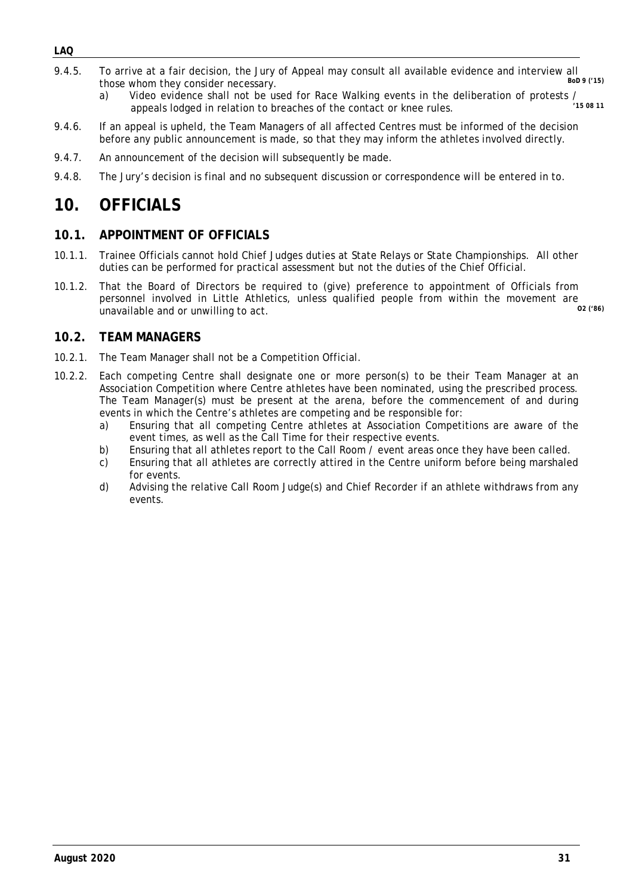9.4.5. To arrive at a fair decision, the Jury of Appeal may consult all available evidence and interview all those whom they consider necessary. **BoD 9 ('15)**

a) Video evidence shall not be used for Race Walking events in the deliberation of protests / appeals lodged in relation to breaches of the contact or knee rules. **'15 08 11**

9.4.6. If an appeal is upheld, the Team Managers of all affected Centres must be informed of the decision before any public announcement is made, so that they may inform the athletes involved directly.

9.4.7. An announcement of the decision will subsequently be made.

9.4.8. The Jury's decision is final and no subsequent discussion or correspondence will be entered in to.

# 10. OFFICIALS

## 10.1. APPOINTMENT OF OFFICIALS

10.1.1. Trainee Officials cannot hold Chief Judges duties at State Relays or State Championships. All other duties can be performed for practical assessment but not the duties of the Chief Official.

10.1.2. That the Board of Directors be required to (give) preference to appointment of Officials from personnel involved in Little Athletics, unless qualified people from within the movement are unavailable and or unwilling to act. **O2 ('86)**

## 10.2. TEAM MANAGERS

10.2.1. The Team Manager shall not be a Competition Official.

10.2.2. Each competing Centre shall designate one or more person(s) to be their Team Manager at an Association Competition where Centre athletes have been nominated, using the prescribed process. The Team Manager(s) must be present at the arena, before the commencement of and during events in which the Centre's athletes are competing and be responsible for:

a) Ensuring that all competing Centre athletes at Association Competitions are aware of the event times, as well as the Call Time for their respective events.

b) Ensuring that all athletes report to the Call Room / event areas once they have been called.

c) Ensuring that all athletes are correctly attired in the Centre uniform before being marshaled for events.

d) Advising the relative Call Room Judge(s) and Chief Recorder if an athlete withdraws from any events.